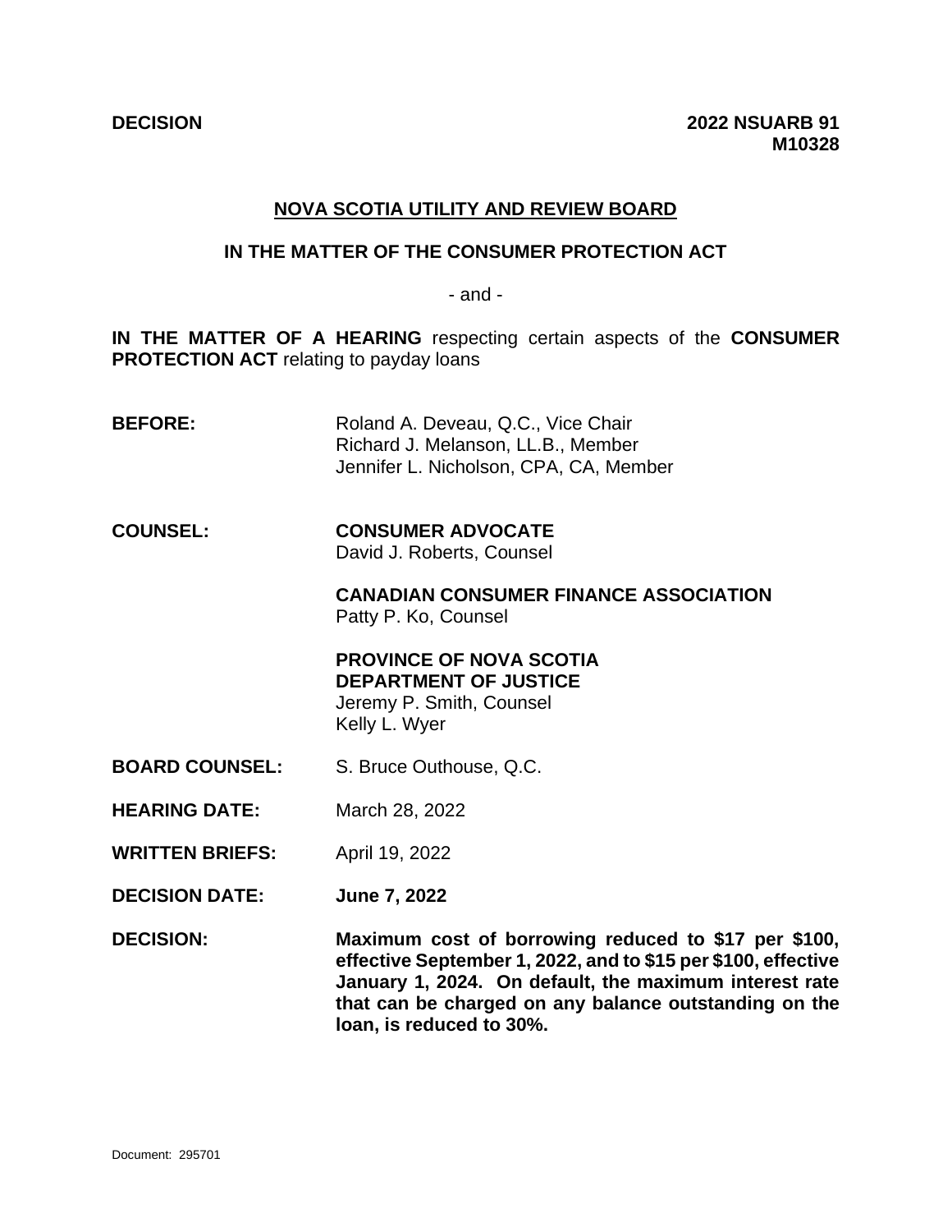**DECISION** **2022 NSUARB 91**
**M10328**

## NOVA SCOTIA UTILITY AND REVIEW BOARD

**IN THE MATTER OF THE CONSUMER PROTECTION ACT**

- and -

**IN THE MATTER OF A HEARING** respecting certain aspects of the **CONSUMER PROTECTION ACT** relating to payday loans

**BEFORE:** Roland A. Deveau, Q.C., Vice Chair
Richard J. Melanson, LL.B., Member
Jennifer L. Nicholson, CPA, CA, Member

**COUNSEL:** **CONSUMER ADVOCATE**
David J. Roberts, Counsel

**CANADIAN CONSUMER FINANCE ASSOCIATION**
Patty P. Ko, Counsel

**PROVINCE OF NOVA SCOTIA DEPARTMENT OF JUSTICE**
Jeremy P. Smith, Counsel
Kelly L. Wyer

**BOARD COUNSEL:** S. Bruce Outhouse, Q.C.

**HEARING DATE:** March 28, 2022

**WRITTEN BRIEFS:** April 19, 2022

**DECISION DATE:** **June 7, 2022**

**DECISION:** **Maximum cost of borrowing reduced to $17 per $100, effective September 1, 2022, and to $15 per $100, effective January 1, 2024. On default, the maximum interest rate that can be charged on any balance outstanding on the loan, is reduced to 30%.**

Document: 295701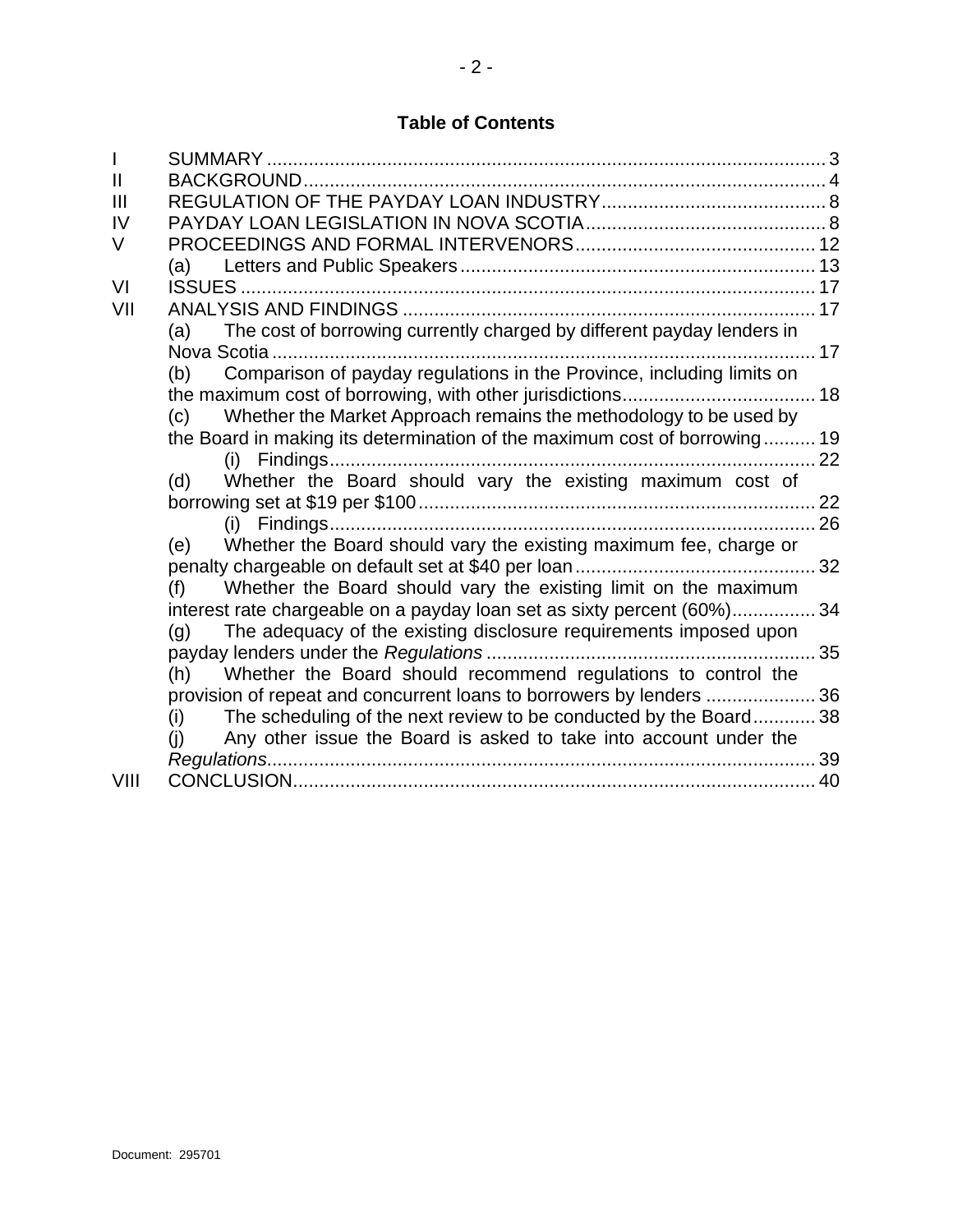## Table of Contents

| | | |
|---|---|---|
| I | SUMMARY | 3 |
| II | BACKGROUND | 4 |
| III | REGULATION OF THE PAYDAY LOAN INDUSTRY | 8 |
| IV | PAYDAY LOAN LEGISLATION IN NOVA SCOTIA | 8 |
| V | PROCEEDINGS AND FORMAL INTERVENORS | 12 |
| | (a) Letters and Public Speakers | 13 |
| VI | ISSUES | 17 |
| VII | ANALYSIS AND FINDINGS | 17 |
| | (a) The cost of borrowing currently charged by different payday lenders in Nova Scotia | 17 |
| | (b) Comparison of payday regulations in the Province, including limits on the maximum cost of borrowing, with other jurisdictions | 18 |
| | (c) Whether the Market Approach remains the methodology to be used by the Board in making its determination of the maximum cost of borrowing | 19 |
| | (i) Findings | 22 |
| | (d) Whether the Board should vary the existing maximum cost of borrowing set at $19 per $100 | 22 |
| | (i) Findings | 26 |
| | (e) Whether the Board should vary the existing maximum fee, charge or penalty chargeable on default set at $40 per loan | 32 |
| | (f) Whether the Board should vary the existing limit on the maximum interest rate chargeable on a payday loan set as sixty percent (60%) | 34 |
| | (g) The adequacy of the existing disclosure requirements imposed upon payday lenders under the *Regulations* | 35 |
| | (h) Whether the Board should recommend regulations to control the provision of repeat and concurrent loans to borrowers by lenders | 36 |
| | (i) The scheduling of the next review to be conducted by the Board | 38 |
| | (j) Any other issue the Board is asked to take into account under the *Regulations* | 39 |
| VIII | CONCLUSION | 40 |

Document: 295701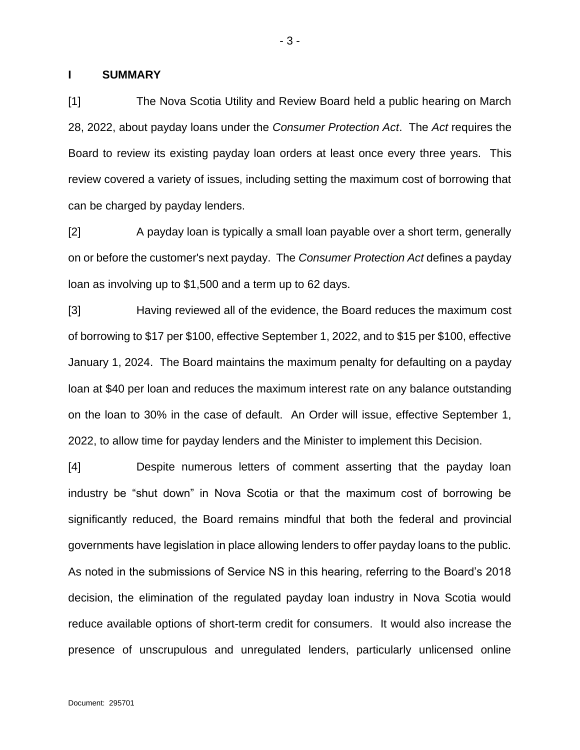## I SUMMARY

[1] The Nova Scotia Utility and Review Board held a public hearing on March 28, 2022, about payday loans under the *Consumer Protection Act*. The *Act* requires the Board to review its existing payday loan orders at least once every three years. This review covered a variety of issues, including setting the maximum cost of borrowing that can be charged by payday lenders.

[2] A payday loan is typically a small loan payable over a short term, generally on or before the customer's next payday. The *Consumer Protection Act* defines a payday loan as involving up to $1,500 and a term up to 62 days.

[3] Having reviewed all of the evidence, the Board reduces the maximum cost of borrowing to $17 per $100, effective September 1, 2022, and to $15 per $100, effective January 1, 2024. The Board maintains the maximum penalty for defaulting on a payday loan at $40 per loan and reduces the maximum interest rate on any balance outstanding on the loan to 30% in the case of default. An Order will issue, effective September 1, 2022, to allow time for payday lenders and the Minister to implement this Decision.

[4] Despite numerous letters of comment asserting that the payday loan industry be "shut down" in Nova Scotia or that the maximum cost of borrowing be significantly reduced, the Board remains mindful that both the federal and provincial governments have legislation in place allowing lenders to offer payday loans to the public. As noted in the submissions of Service NS in this hearing, referring to the Board's 2018 decision, the elimination of the regulated payday loan industry in Nova Scotia would reduce available options of short-term credit for consumers. It would also increase the presence of unscrupulous and unregulated lenders, particularly unlicensed online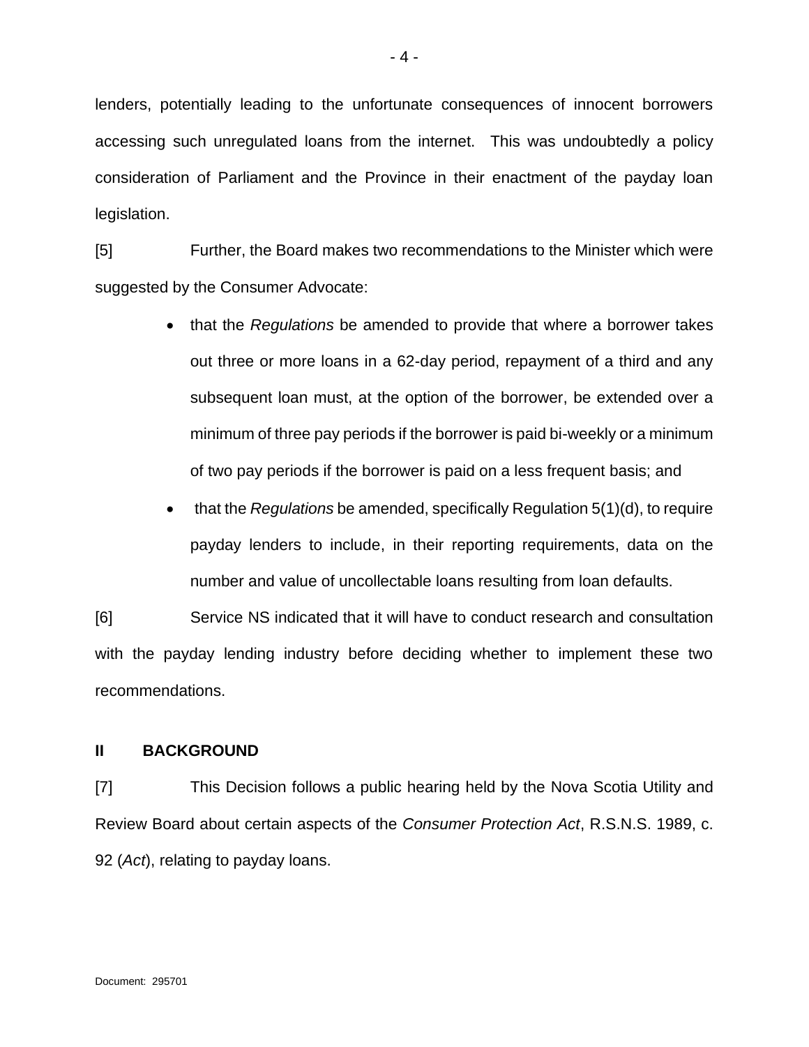lenders, potentially leading to the unfortunate consequences of innocent borrowers accessing such unregulated loans from the internet. This was undoubtedly a policy consideration of Parliament and the Province in their enactment of the payday loan legislation.

[5] Further, the Board makes two recommendations to the Minister which were suggested by the Consumer Advocate:

- that the *Regulations* be amended to provide that where a borrower takes out three or more loans in a 62-day period, repayment of a third and any subsequent loan must, at the option of the borrower, be extended over a minimum of three pay periods if the borrower is paid bi-weekly or a minimum of two pay periods if the borrower is paid on a less frequent basis; and
- that the *Regulations* be amended, specifically Regulation 5(1)(d), to require payday lenders to include, in their reporting requirements, data on the number and value of uncollectable loans resulting from loan defaults.

[6] Service NS indicated that it will have to conduct research and consultation with the payday lending industry before deciding whether to implement these two recommendations.

## II BACKGROUND

[7] This Decision follows a public hearing held by the Nova Scotia Utility and Review Board about certain aspects of the *Consumer Protection Act*, R.S.N.S. 1989, c. 92 (*Act*), relating to payday loans.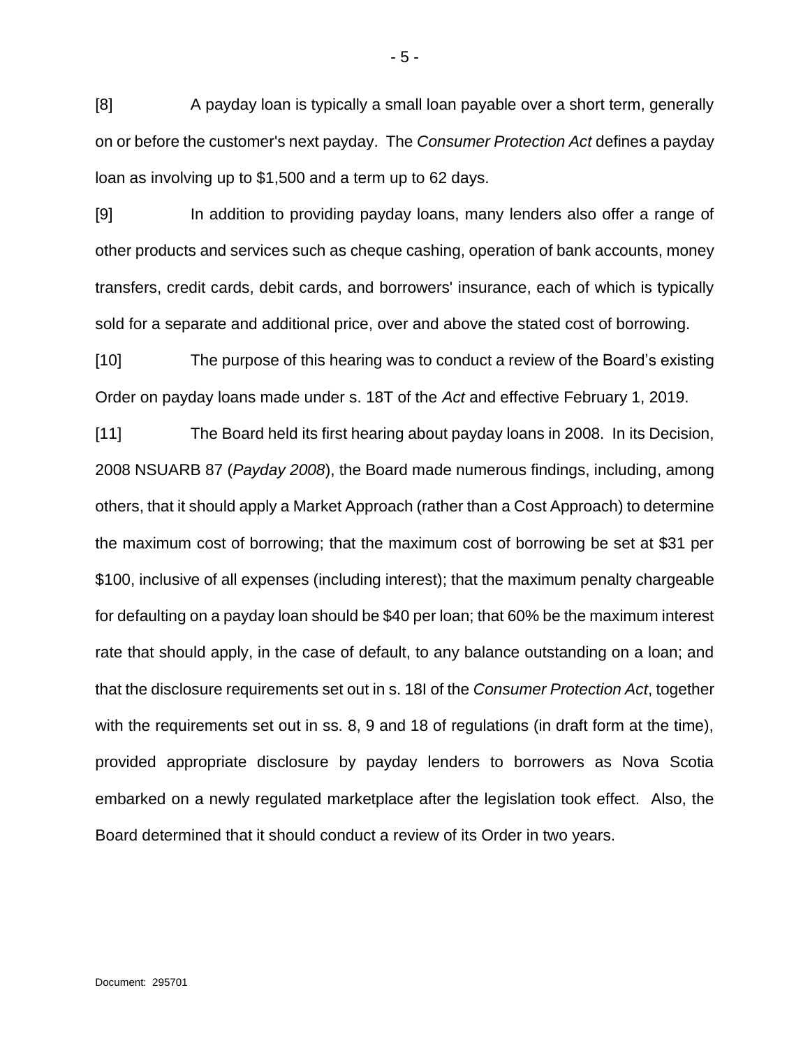[8] A payday loan is typically a small loan payable over a short term, generally on or before the customer's next payday. The *Consumer Protection Act* defines a payday loan as involving up to $1,500 and a term up to 62 days.

[9] In addition to providing payday loans, many lenders also offer a range of other products and services such as cheque cashing, operation of bank accounts, money transfers, credit cards, debit cards, and borrowers' insurance, each of which is typically sold for a separate and additional price, over and above the stated cost of borrowing.

[10] The purpose of this hearing was to conduct a review of the Board's existing Order on payday loans made under s. 18T of the *Act* and effective February 1, 2019.

[11] The Board held its first hearing about payday loans in 2008. In its Decision, 2008 NSUARB 87 (*Payday 2008*), the Board made numerous findings, including, among others, that it should apply a Market Approach (rather than a Cost Approach) to determine the maximum cost of borrowing; that the maximum cost of borrowing be set at $31 per $100, inclusive of all expenses (including interest); that the maximum penalty chargeable for defaulting on a payday loan should be $40 per loan; that 60% be the maximum interest rate that should apply, in the case of default, to any balance outstanding on a loan; and that the disclosure requirements set out in s. 18I of the *Consumer Protection Act*, together with the requirements set out in ss. 8, 9 and 18 of regulations (in draft form at the time), provided appropriate disclosure by payday lenders to borrowers as Nova Scotia embarked on a newly regulated marketplace after the legislation took effect. Also, the Board determined that it should conduct a review of its Order in two years.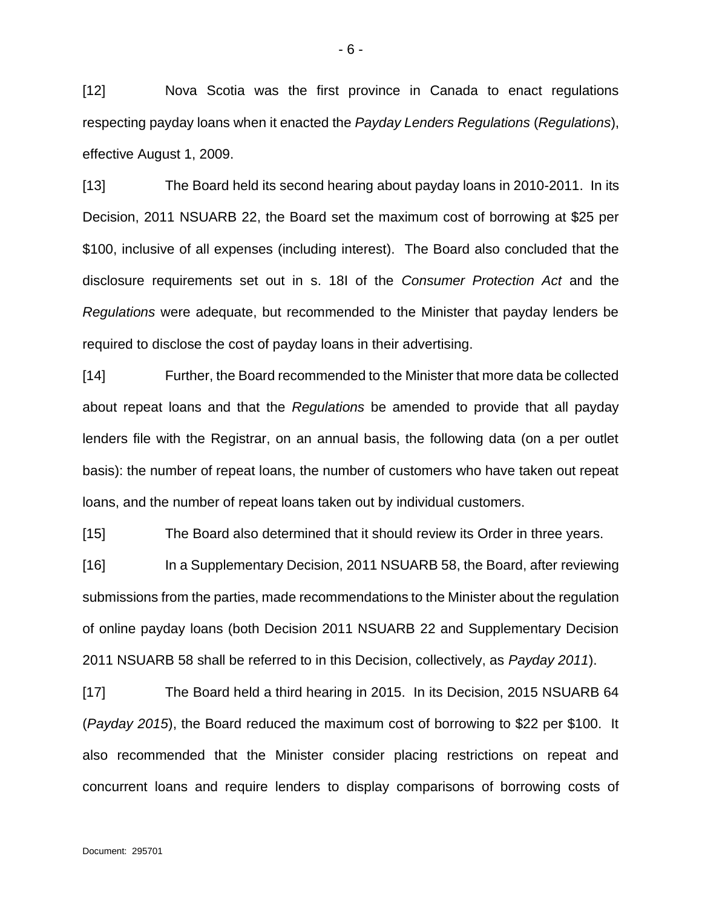[12] Nova Scotia was the first province in Canada to enact regulations respecting payday loans when it enacted the *Payday Lenders Regulations* (*Regulations*), effective August 1, 2009.

[13] The Board held its second hearing about payday loans in 2010-2011. In its Decision, 2011 NSUARB 22, the Board set the maximum cost of borrowing at $25 per $100, inclusive of all expenses (including interest). The Board also concluded that the disclosure requirements set out in s. 18I of the *Consumer Protection Act* and the *Regulations* were adequate, but recommended to the Minister that payday lenders be required to disclose the cost of payday loans in their advertising.

[14] Further, the Board recommended to the Minister that more data be collected about repeat loans and that the *Regulations* be amended to provide that all payday lenders file with the Registrar, on an annual basis, the following data (on a per outlet basis): the number of repeat loans, the number of customers who have taken out repeat loans, and the number of repeat loans taken out by individual customers.

[15] The Board also determined that it should review its Order in three years.

[16] In a Supplementary Decision, 2011 NSUARB 58, the Board, after reviewing submissions from the parties, made recommendations to the Minister about the regulation of online payday loans (both Decision 2011 NSUARB 22 and Supplementary Decision 2011 NSUARB 58 shall be referred to in this Decision, collectively, as *Payday 2011*).

[17] The Board held a third hearing in 2015. In its Decision, 2015 NSUARB 64 (*Payday 2015*), the Board reduced the maximum cost of borrowing to $22 per $100. It also recommended that the Minister consider placing restrictions on repeat and concurrent loans and require lenders to display comparisons of borrowing costs of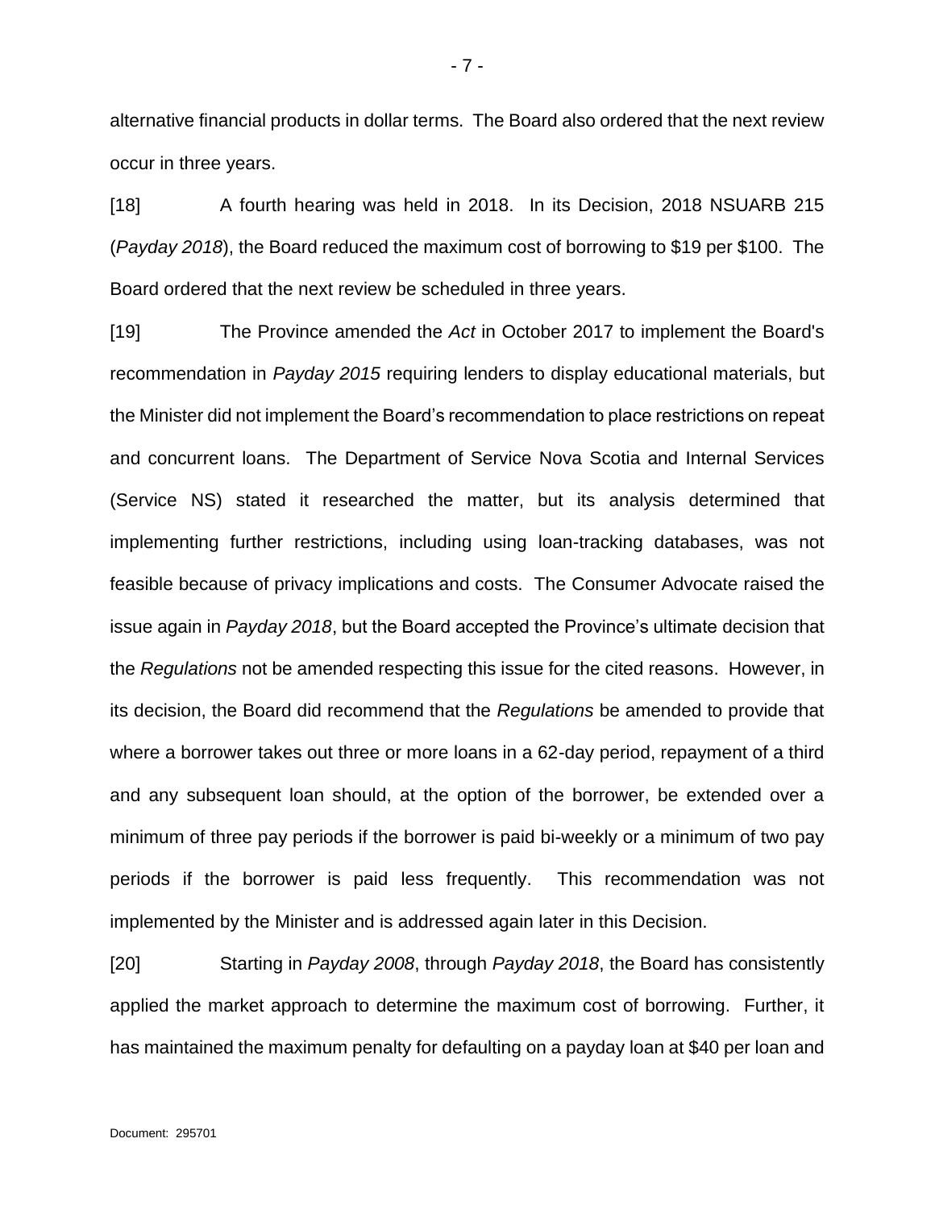alternative financial products in dollar terms. The Board also ordered that the next review occur in three years.

[18] A fourth hearing was held in 2018. In its Decision, 2018 NSUARB 215 (*Payday 2018*), the Board reduced the maximum cost of borrowing to $19 per $100. The Board ordered that the next review be scheduled in three years.

[19] The Province amended the *Act* in October 2017 to implement the Board's recommendation in *Payday 2015* requiring lenders to display educational materials, but the Minister did not implement the Board's recommendation to place restrictions on repeat and concurrent loans. The Department of Service Nova Scotia and Internal Services (Service NS) stated it researched the matter, but its analysis determined that implementing further restrictions, including using loan-tracking databases, was not feasible because of privacy implications and costs. The Consumer Advocate raised the issue again in *Payday 2018*, but the Board accepted the Province's ultimate decision that the *Regulations* not be amended respecting this issue for the cited reasons. However, in its decision, the Board did recommend that the *Regulations* be amended to provide that where a borrower takes out three or more loans in a 62-day period, repayment of a third and any subsequent loan should, at the option of the borrower, be extended over a minimum of three pay periods if the borrower is paid bi-weekly or a minimum of two pay periods if the borrower is paid less frequently. This recommendation was not implemented by the Minister and is addressed again later in this Decision.

[20] Starting in *Payday 2008*, through *Payday 2018*, the Board has consistently applied the market approach to determine the maximum cost of borrowing. Further, it has maintained the maximum penalty for defaulting on a payday loan at $40 per loan and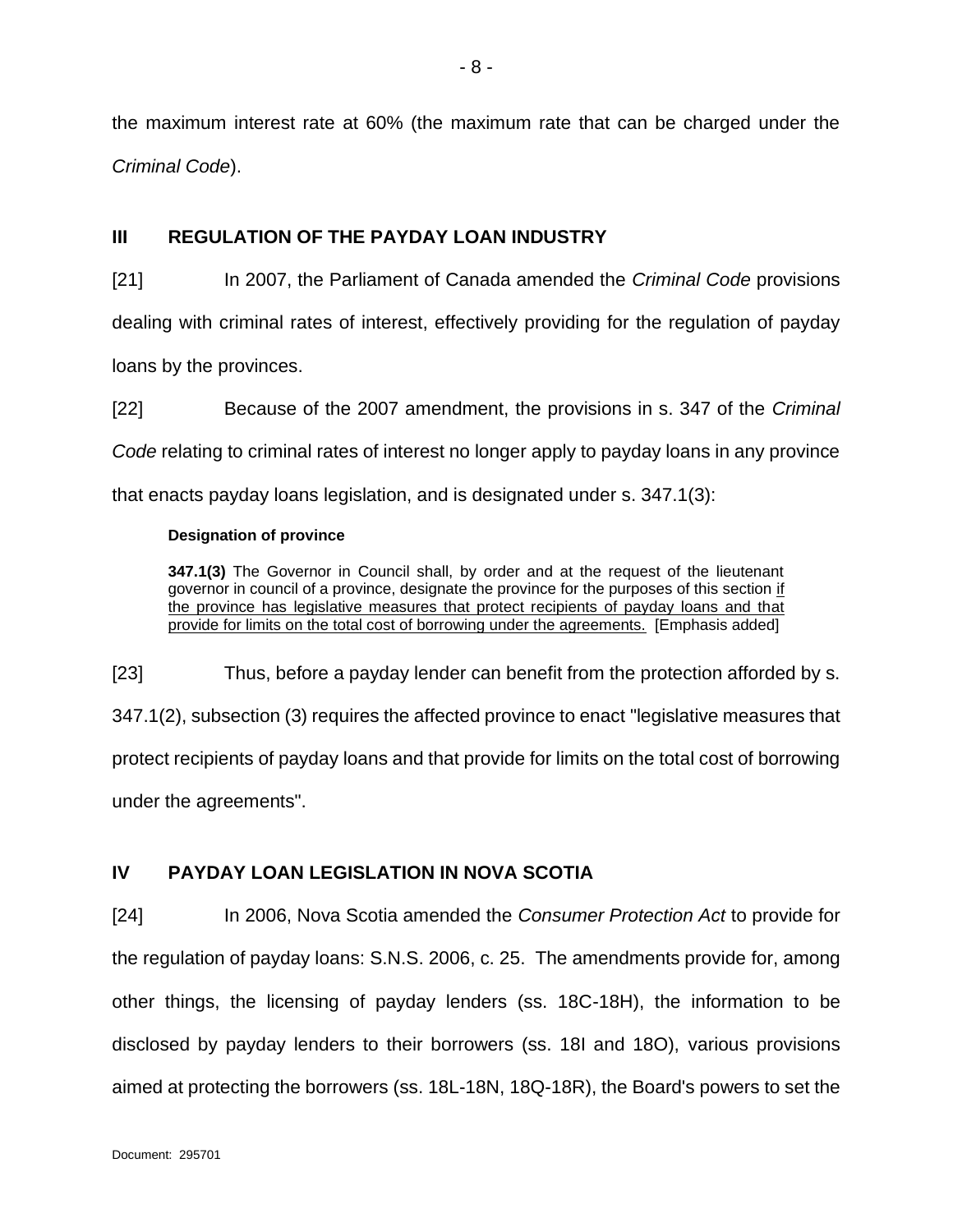the maximum interest rate at 60% (the maximum rate that can be charged under the *Criminal Code*).

## III REGULATION OF THE PAYDAY LOAN INDUSTRY

[21] In 2007, the Parliament of Canada amended the *Criminal Code* provisions dealing with criminal rates of interest, effectively providing for the regulation of payday loans by the provinces.

[22] Because of the 2007 amendment, the provisions in s. 347 of the *Criminal Code* relating to criminal rates of interest no longer apply to payday loans in any province that enacts payday loans legislation, and is designated under s. 347.1(3):

> **Designation of province**
>
> **347.1(3)** The Governor in Council shall, by order and at the request of the lieutenant governor in council of a province, designate the province for the purposes of this section <u>if the province has legislative measures that protect recipients of payday loans and that provide for limits on the total cost of borrowing under the agreements.</u> [Emphasis added]

[23] Thus, before a payday lender can benefit from the protection afforded by s. 347.1(2), subsection (3) requires the affected province to enact "legislative measures that protect recipients of payday loans and that provide for limits on the total cost of borrowing under the agreements".

## IV PAYDAY LOAN LEGISLATION IN NOVA SCOTIA

[24] In 2006, Nova Scotia amended the *Consumer Protection Act* to provide for the regulation of payday loans: S.N.S. 2006, c. 25. The amendments provide for, among other things, the licensing of payday lenders (ss. 18C-18H), the information to be disclosed by payday lenders to their borrowers (ss. 18I and 18O), various provisions aimed at protecting the borrowers (ss. 18L-18N, 18Q-18R), the Board's powers to set the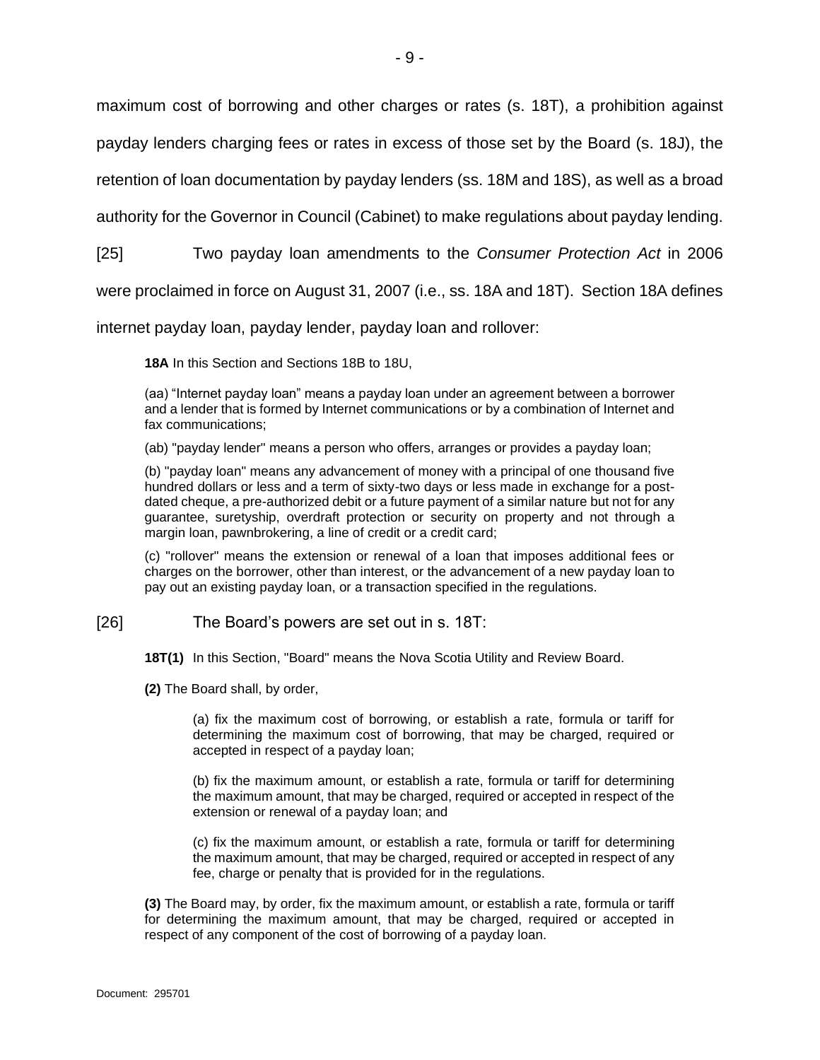maximum cost of borrowing and other charges or rates (s. 18T), a prohibition against payday lenders charging fees or rates in excess of those set by the Board (s. 18J), the retention of loan documentation by payday lenders (ss. 18M and 18S), as well as a broad authority for the Governor in Council (Cabinet) to make regulations about payday lending.

[25] Two payday loan amendments to the *Consumer Protection Act* in 2006 were proclaimed in force on August 31, 2007 (i.e., ss. 18A and 18T). Section 18A defines internet payday loan, payday lender, payday loan and rollover:

> **18A** In this Section and Sections 18B to 18U,
>
> (aa) "Internet payday loan" means a payday loan under an agreement between a borrower and a lender that is formed by Internet communications or by a combination of Internet and fax communications;
>
> (ab) "payday lender" means a person who offers, arranges or provides a payday loan;
>
> (b) "payday loan" means any advancement of money with a principal of one thousand five hundred dollars or less and a term of sixty-two days or less made in exchange for a post-dated cheque, a pre-authorized debit or a future payment of a similar nature but not for any guarantee, suretyship, overdraft protection or security on property and not through a margin loan, pawnbrokering, a line of credit or a credit card;
>
> (c) "rollover" means the extension or renewal of a loan that imposes additional fees or charges on the borrower, other than interest, or the advancement of a new payday loan to pay out an existing payday loan, or a transaction specified in the regulations.

[26] The Board's powers are set out in s. 18T:

> **18T(1)** In this Section, "Board" means the Nova Scotia Utility and Review Board.
>
> **(2)** The Board shall, by order,
>
> > (a) fix the maximum cost of borrowing, or establish a rate, formula or tariff for determining the maximum cost of borrowing, that may be charged, required or accepted in respect of a payday loan;
> >
> > (b) fix the maximum amount, or establish a rate, formula or tariff for determining the maximum amount, that may be charged, required or accepted in respect of the extension or renewal of a payday loan; and
> >
> > (c) fix the maximum amount, or establish a rate, formula or tariff for determining the maximum amount, that may be charged, required or accepted in respect of any fee, charge or penalty that is provided for in the regulations.
>
> **(3)** The Board may, by order, fix the maximum amount, or establish a rate, formula or tariff for determining the maximum amount, that may be charged, required or accepted in respect of any component of the cost of borrowing of a payday loan.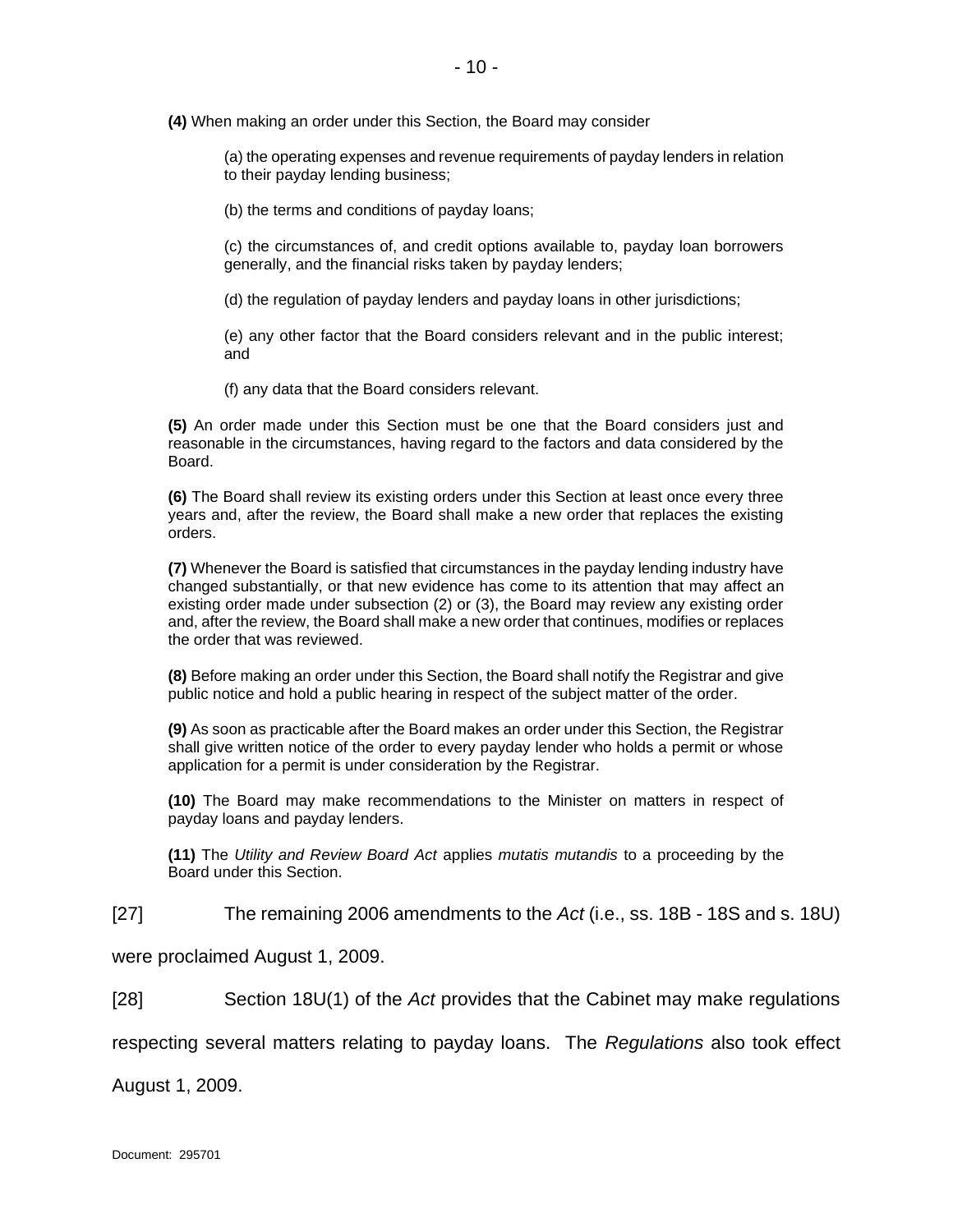**(4)** When making an order under this Section, the Board may consider

> (a) the operating expenses and revenue requirements of payday lenders in relation to their payday lending business;
>
> (b) the terms and conditions of payday loans;
>
> (c) the circumstances of, and credit options available to, payday loan borrowers generally, and the financial risks taken by payday lenders;
>
> (d) the regulation of payday lenders and payday loans in other jurisdictions;
>
> (e) any other factor that the Board considers relevant and in the public interest; and
>
> (f) any data that the Board considers relevant.

**(5)** An order made under this Section must be one that the Board considers just and reasonable in the circumstances, having regard to the factors and data considered by the Board.

**(6)** The Board shall review its existing orders under this Section at least once every three years and, after the review, the Board shall make a new order that replaces the existing orders.

**(7)** Whenever the Board is satisfied that circumstances in the payday lending industry have changed substantially, or that new evidence has come to its attention that may affect an existing order made under subsection (2) or (3), the Board may review any existing order and, after the review, the Board shall make a new order that continues, modifies or replaces the order that was reviewed.

**(8)** Before making an order under this Section, the Board shall notify the Registrar and give public notice and hold a public hearing in respect of the subject matter of the order.

**(9)** As soon as practicable after the Board makes an order under this Section, the Registrar shall give written notice of the order to every payday lender who holds a permit or whose application for a permit is under consideration by the Registrar.

**(10)** The Board may make recommendations to the Minister on matters in respect of payday loans and payday lenders.

**(11)** The *Utility and Review Board Act* applies *mutatis mutandis* to a proceeding by the Board under this Section.

[27] The remaining 2006 amendments to the *Act* (i.e., ss. 18B - 18S and s. 18U) were proclaimed August 1, 2009.

[28] Section 18U(1) of the *Act* provides that the Cabinet may make regulations respecting several matters relating to payday loans. The *Regulations* also took effect August 1, 2009.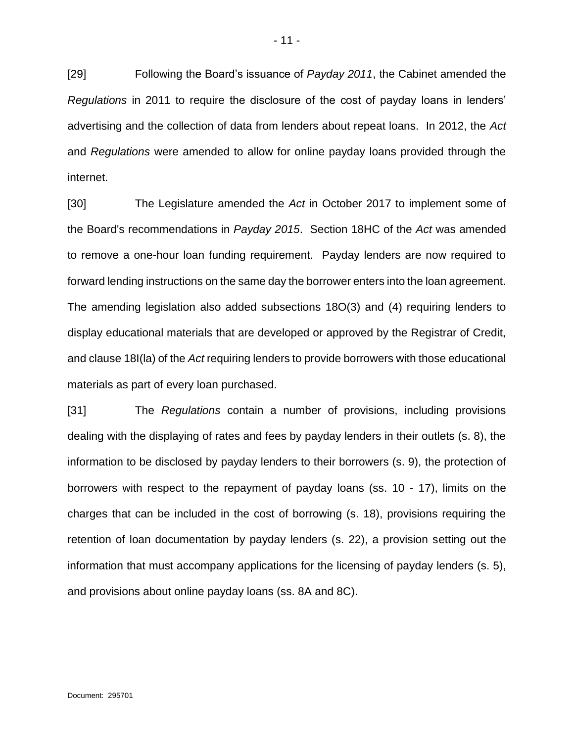[29] Following the Board's issuance of *Payday 2011*, the Cabinet amended the *Regulations* in 2011 to require the disclosure of the cost of payday loans in lenders' advertising and the collection of data from lenders about repeat loans. In 2012, the *Act* and *Regulations* were amended to allow for online payday loans provided through the internet.

[30] The Legislature amended the *Act* in October 2017 to implement some of the Board's recommendations in *Payday 2015*. Section 18HC of the *Act* was amended to remove a one-hour loan funding requirement. Payday lenders are now required to forward lending instructions on the same day the borrower enters into the loan agreement. The amending legislation also added subsections 18O(3) and (4) requiring lenders to display educational materials that are developed or approved by the Registrar of Credit, and clause 18I(la) of the *Act* requiring lenders to provide borrowers with those educational materials as part of every loan purchased.

[31] The *Regulations* contain a number of provisions, including provisions dealing with the displaying of rates and fees by payday lenders in their outlets (s. 8), the information to be disclosed by payday lenders to their borrowers (s. 9), the protection of borrowers with respect to the repayment of payday loans (ss. 10 - 17), limits on the charges that can be included in the cost of borrowing (s. 18), provisions requiring the retention of loan documentation by payday lenders (s. 22), a provision setting out the information that must accompany applications for the licensing of payday lenders (s. 5), and provisions about online payday loans (ss. 8A and 8C).

Document: 295701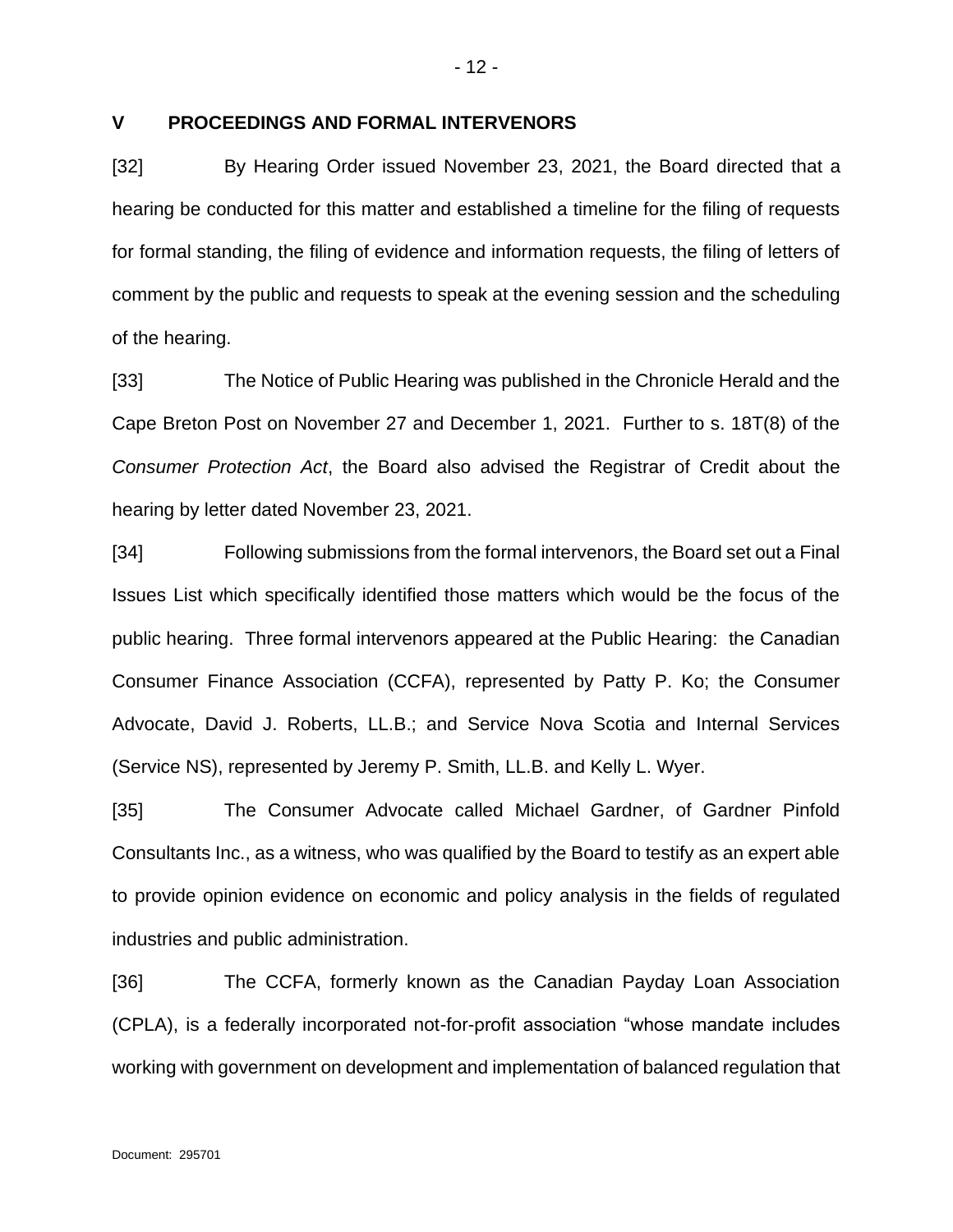## V PROCEEDINGS AND FORMAL INTERVENORS

[32] By Hearing Order issued November 23, 2021, the Board directed that a hearing be conducted for this matter and established a timeline for the filing of requests for formal standing, the filing of evidence and information requests, the filing of letters of comment by the public and requests to speak at the evening session and the scheduling of the hearing.

[33] The Notice of Public Hearing was published in the Chronicle Herald and the Cape Breton Post on November 27 and December 1, 2021. Further to s. 18T(8) of the *Consumer Protection Act*, the Board also advised the Registrar of Credit about the hearing by letter dated November 23, 2021.

[34] Following submissions from the formal intervenors, the Board set out a Final Issues List which specifically identified those matters which would be the focus of the public hearing. Three formal intervenors appeared at the Public Hearing: the Canadian Consumer Finance Association (CCFA), represented by Patty P. Ko; the Consumer Advocate, David J. Roberts, LL.B.; and Service Nova Scotia and Internal Services (Service NS), represented by Jeremy P. Smith, LL.B. and Kelly L. Wyer.

[35] The Consumer Advocate called Michael Gardner, of Gardner Pinfold Consultants Inc., as a witness, who was qualified by the Board to testify as an expert able to provide opinion evidence on economic and policy analysis in the fields of regulated industries and public administration.

[36] The CCFA, formerly known as the Canadian Payday Loan Association (CPLA), is a federally incorporated not-for-profit association "whose mandate includes working with government on development and implementation of balanced regulation that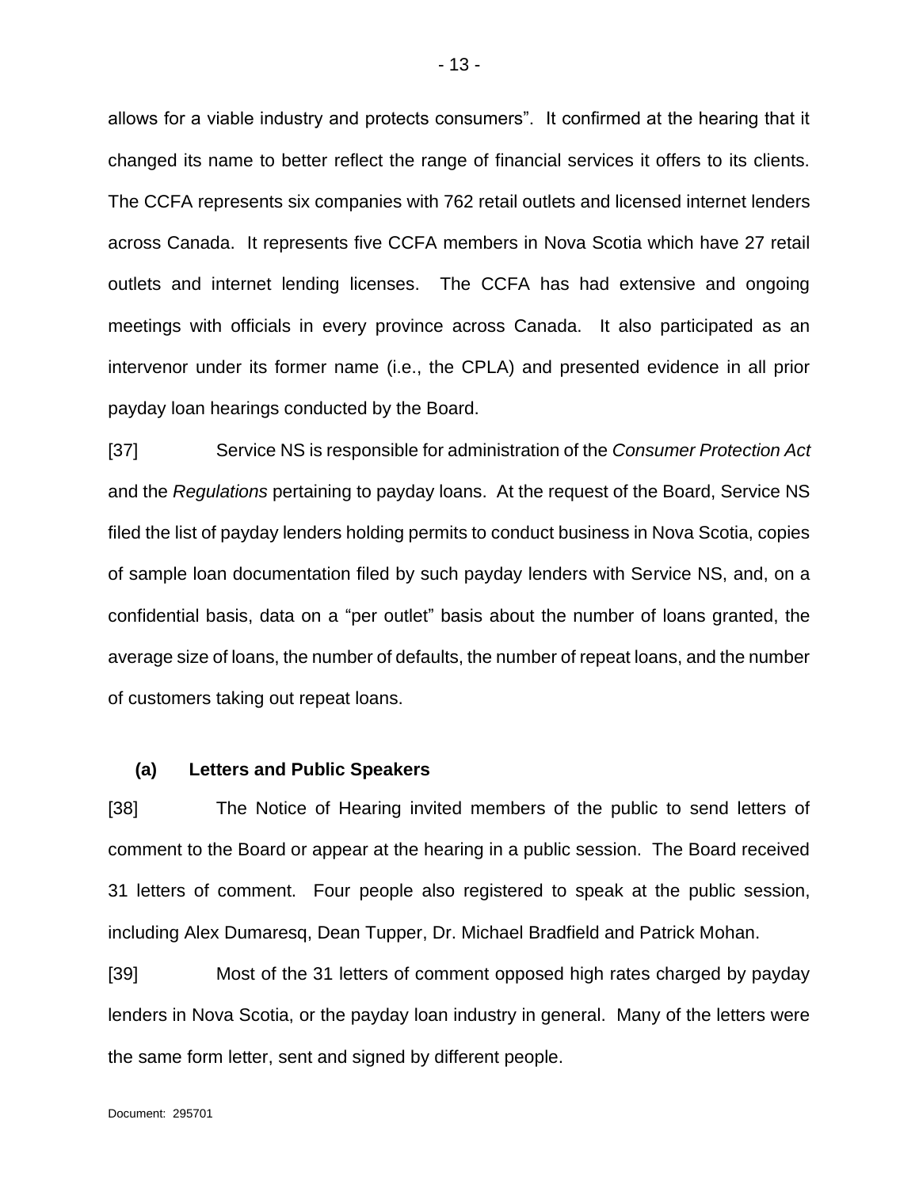allows for a viable industry and protects consumers". It confirmed at the hearing that it changed its name to better reflect the range of financial services it offers to its clients. The CCFA represents six companies with 762 retail outlets and licensed internet lenders across Canada. It represents five CCFA members in Nova Scotia which have 27 retail outlets and internet lending licenses. The CCFA has had extensive and ongoing meetings with officials in every province across Canada. It also participated as an intervenor under its former name (i.e., the CPLA) and presented evidence in all prior payday loan hearings conducted by the Board.

[37] Service NS is responsible for administration of the *Consumer Protection Act* and the *Regulations* pertaining to payday loans. At the request of the Board, Service NS filed the list of payday lenders holding permits to conduct business in Nova Scotia, copies of sample loan documentation filed by such payday lenders with Service NS, and, on a confidential basis, data on a "per outlet" basis about the number of loans granted, the average size of loans, the number of defaults, the number of repeat loans, and the number of customers taking out repeat loans.

### (a) Letters and Public Speakers

[38] The Notice of Hearing invited members of the public to send letters of comment to the Board or appear at the hearing in a public session. The Board received 31 letters of comment. Four people also registered to speak at the public session, including Alex Dumaresq, Dean Tupper, Dr. Michael Bradfield and Patrick Mohan.

[39] Most of the 31 letters of comment opposed high rates charged by payday lenders in Nova Scotia, or the payday loan industry in general. Many of the letters were the same form letter, sent and signed by different people.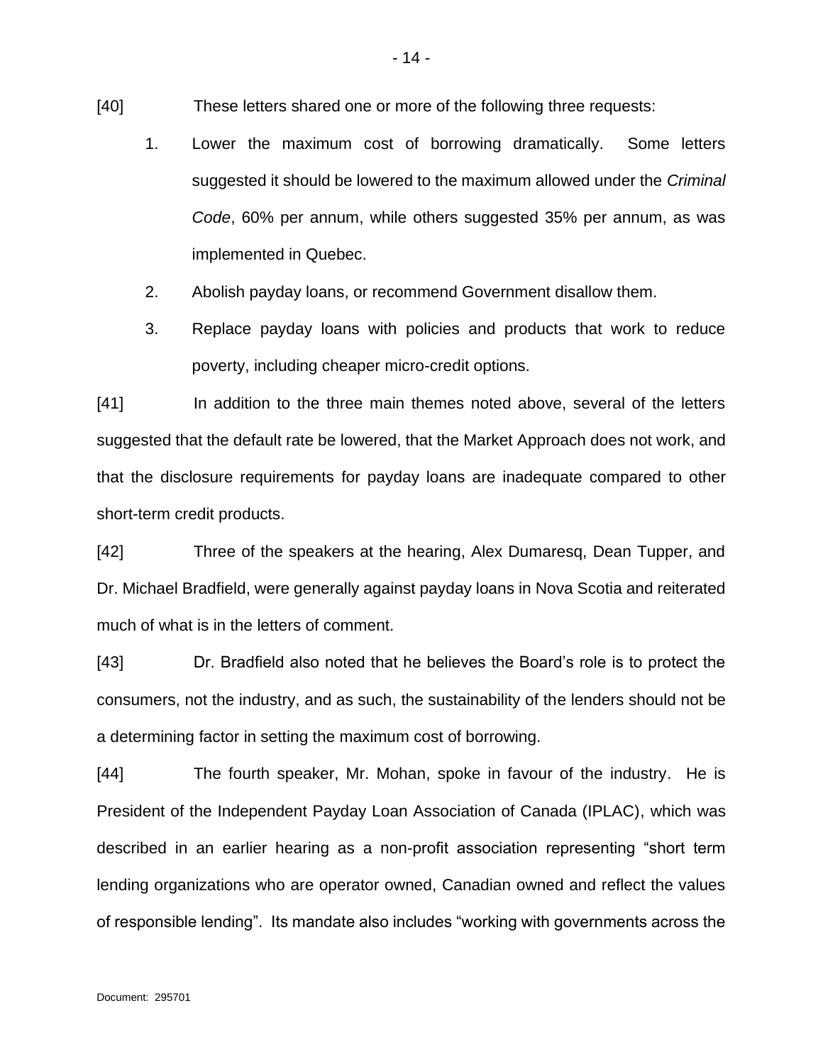[40] These letters shared one or more of the following three requests:

1. Lower the maximum cost of borrowing dramatically. Some letters suggested it should be lowered to the maximum allowed under the *Criminal Code*, 60% per annum, while others suggested 35% per annum, as was implemented in Quebec.
2. Abolish payday loans, or recommend Government disallow them.
3. Replace payday loans with policies and products that work to reduce poverty, including cheaper micro-credit options.

[41] In addition to the three main themes noted above, several of the letters suggested that the default rate be lowered, that the Market Approach does not work, and that the disclosure requirements for payday loans are inadequate compared to other short-term credit products.

[42] Three of the speakers at the hearing, Alex Dumaresq, Dean Tupper, and Dr. Michael Bradfield, were generally against payday loans in Nova Scotia and reiterated much of what is in the letters of comment.

[43] Dr. Bradfield also noted that he believes the Board's role is to protect the consumers, not the industry, and as such, the sustainability of the lenders should not be a determining factor in setting the maximum cost of borrowing.

[44] The fourth speaker, Mr. Mohan, spoke in favour of the industry. He is President of the Independent Payday Loan Association of Canada (IPLAC), which was described in an earlier hearing as a non-profit association representing "short term lending organizations who are operator owned, Canadian owned and reflect the values of responsible lending". Its mandate also includes "working with governments across the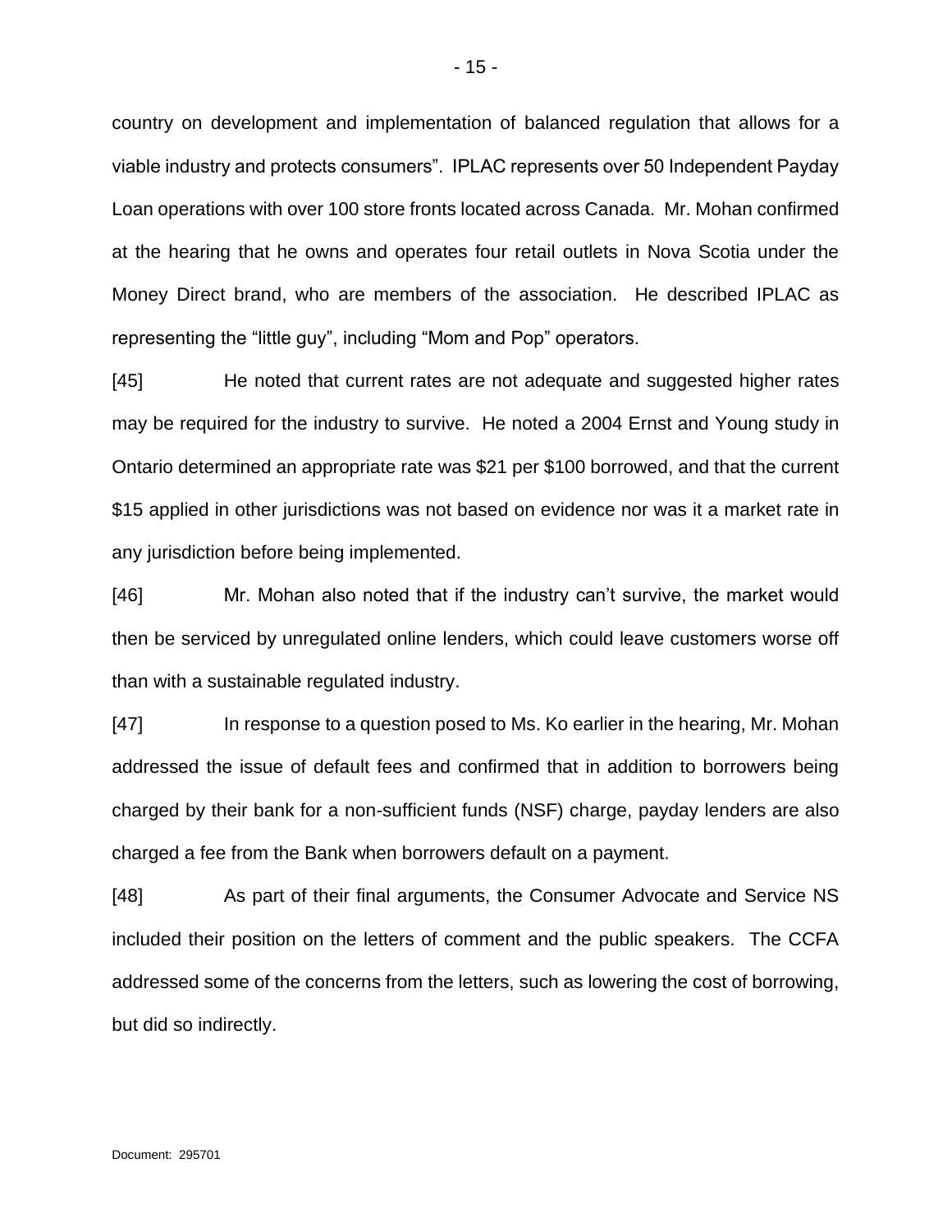country on development and implementation of balanced regulation that allows for a viable industry and protects consumers". IPLAC represents over 50 Independent Payday Loan operations with over 100 store fronts located across Canada. Mr. Mohan confirmed at the hearing that he owns and operates four retail outlets in Nova Scotia under the Money Direct brand, who are members of the association. He described IPLAC as representing the "little guy", including "Mom and Pop" operators.

[45] He noted that current rates are not adequate and suggested higher rates may be required for the industry to survive. He noted a 2004 Ernst and Young study in Ontario determined an appropriate rate was $21 per $100 borrowed, and that the current $15 applied in other jurisdictions was not based on evidence nor was it a market rate in any jurisdiction before being implemented.

[46] Mr. Mohan also noted that if the industry can't survive, the market would then be serviced by unregulated online lenders, which could leave customers worse off than with a sustainable regulated industry.

[47] In response to a question posed to Ms. Ko earlier in the hearing, Mr. Mohan addressed the issue of default fees and confirmed that in addition to borrowers being charged by their bank for a non-sufficient funds (NSF) charge, payday lenders are also charged a fee from the Bank when borrowers default on a payment.

[48] As part of their final arguments, the Consumer Advocate and Service NS included their position on the letters of comment and the public speakers. The CCFA addressed some of the concerns from the letters, such as lowering the cost of borrowing, but did so indirectly.

Document: 295701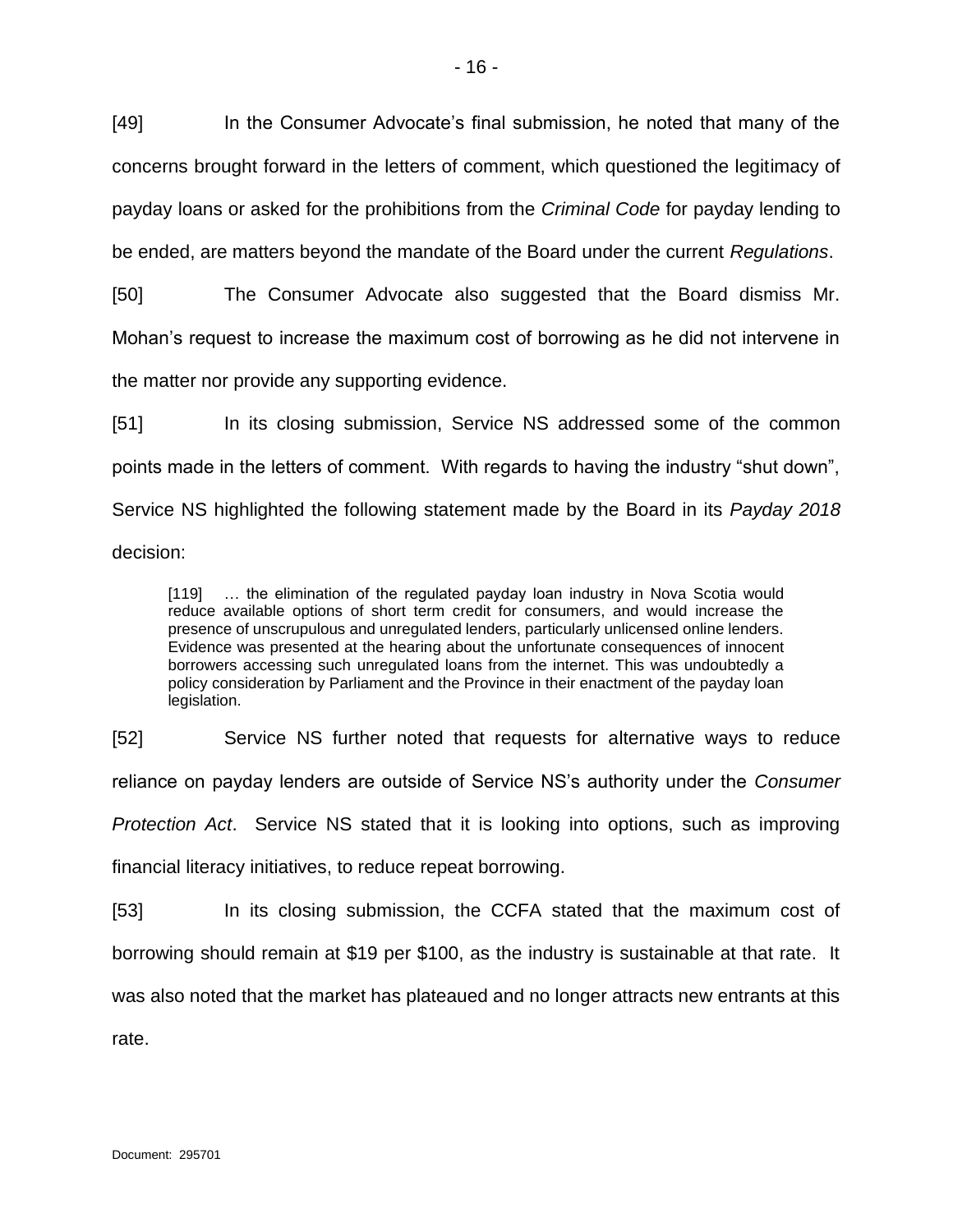[49] In the Consumer Advocate's final submission, he noted that many of the concerns brought forward in the letters of comment, which questioned the legitimacy of payday loans or asked for the prohibitions from the *Criminal Code* for payday lending to be ended, are matters beyond the mandate of the Board under the current *Regulations*.

[50] The Consumer Advocate also suggested that the Board dismiss Mr. Mohan's request to increase the maximum cost of borrowing as he did not intervene in the matter nor provide any supporting evidence.

[51] In its closing submission, Service NS addressed some of the common points made in the letters of comment. With regards to having the industry "shut down", Service NS highlighted the following statement made by the Board in its *Payday 2018* decision:

> [119] … the elimination of the regulated payday loan industry in Nova Scotia would reduce available options of short term credit for consumers, and would increase the presence of unscrupulous and unregulated lenders, particularly unlicensed online lenders. Evidence was presented at the hearing about the unfortunate consequences of innocent borrowers accessing such unregulated loans from the internet. This was undoubtedly a policy consideration by Parliament and the Province in their enactment of the payday loan legislation.

[52] Service NS further noted that requests for alternative ways to reduce reliance on payday lenders are outside of Service NS's authority under the *Consumer Protection Act*. Service NS stated that it is looking into options, such as improving financial literacy initiatives, to reduce repeat borrowing.

[53] In its closing submission, the CCFA stated that the maximum cost of borrowing should remain at $19 per $100, as the industry is sustainable at that rate. It was also noted that the market has plateaued and no longer attracts new entrants at this rate.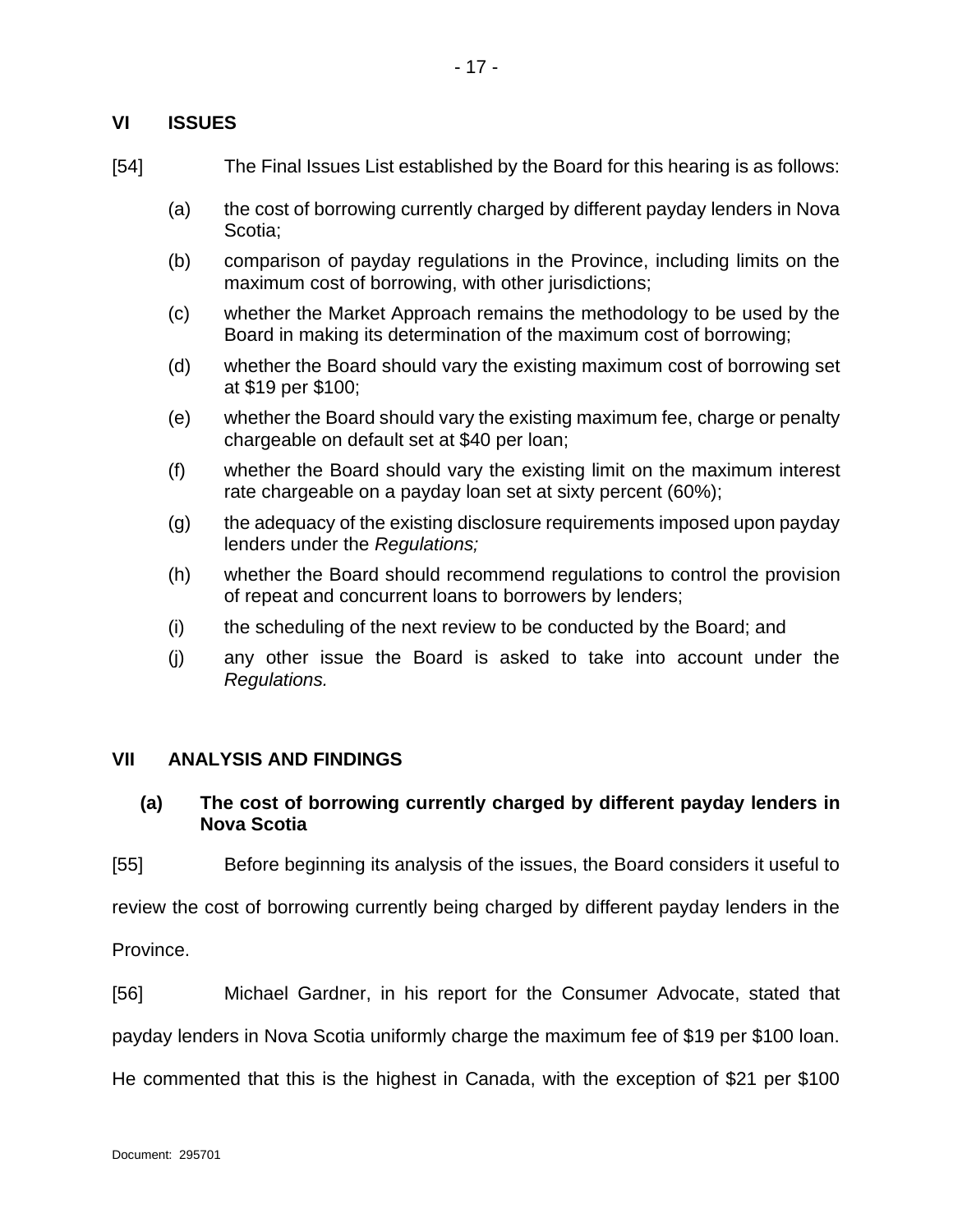## VI ISSUES

[54] The Final Issues List established by the Board for this hearing is as follows:

(a) the cost of borrowing currently charged by different payday lenders in Nova Scotia;

(b) comparison of payday regulations in the Province, including limits on the maximum cost of borrowing, with other jurisdictions;

(c) whether the Market Approach remains the methodology to be used by the Board in making its determination of the maximum cost of borrowing;

(d) whether the Board should vary the existing maximum cost of borrowing set at $19 per $100;

(e) whether the Board should vary the existing maximum fee, charge or penalty chargeable on default set at $40 per loan;

(f) whether the Board should vary the existing limit on the maximum interest rate chargeable on a payday loan set at sixty percent (60%);

(g) the adequacy of the existing disclosure requirements imposed upon payday lenders under the *Regulations;*

(h) whether the Board should recommend regulations to control the provision of repeat and concurrent loans to borrowers by lenders;

(i) the scheduling of the next review to be conducted by the Board; and

(j) any other issue the Board is asked to take into account under the *Regulations.*

## VII ANALYSIS AND FINDINGS

### (a) The cost of borrowing currently charged by different payday lenders in Nova Scotia

[55] Before beginning its analysis of the issues, the Board considers it useful to review the cost of borrowing currently being charged by different payday lenders in the Province.

[56] Michael Gardner, in his report for the Consumer Advocate, stated that payday lenders in Nova Scotia uniformly charge the maximum fee of $19 per $100 loan. He commented that this is the highest in Canada, with the exception of $21 per $100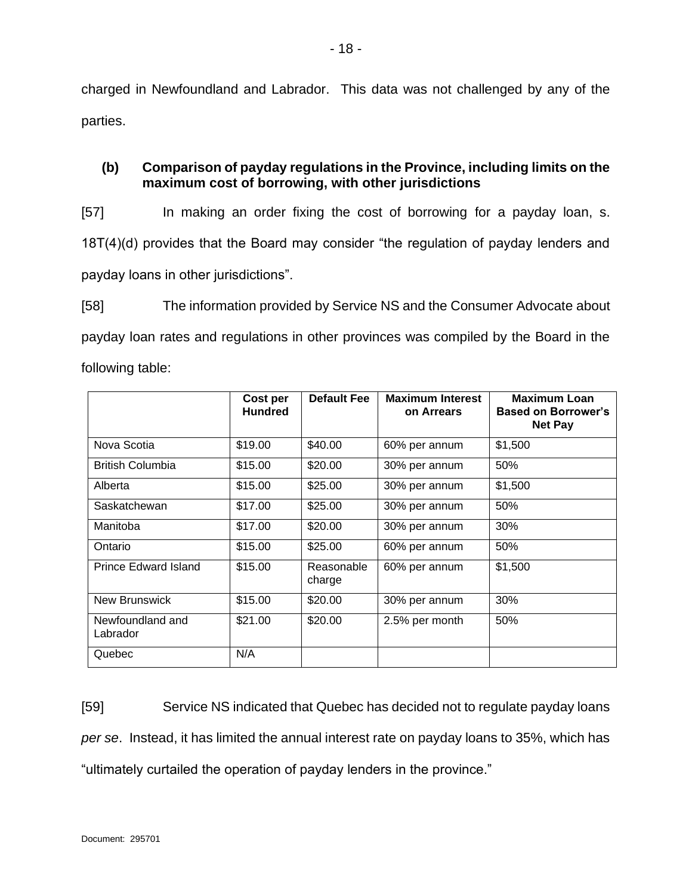charged in Newfoundland and Labrador. This data was not challenged by any of the parties.

### (b) Comparison of payday regulations in the Province, including limits on the maximum cost of borrowing, with other jurisdictions

[57] In making an order fixing the cost of borrowing for a payday loan, s. 18T(4)(d) provides that the Board may consider "the regulation of payday lenders and payday loans in other jurisdictions".

[58] The information provided by Service NS and the Consumer Advocate about payday loan rates and regulations in other provinces was compiled by the Board in the following table:

| | Cost per Hundred | Default Fee | Maximum Interest on Arrears | Maximum Loan Based on Borrower's Net Pay |
|---|---|---|---|---|
| Nova Scotia | $19.00 | $40.00 | 60% per annum | $1,500 |
| British Columbia | $15.00 | $20.00 | 30% per annum | 50% |
| Alberta | $15.00 | $25.00 | 30% per annum | $1,500 |
| Saskatchewan | $17.00 | $25.00 | 30% per annum | 50% |
| Manitoba | $17.00 | $20.00 | 30% per annum | 30% |
| Ontario | $15.00 | $25.00 | 60% per annum | 50% |
| Prince Edward Island | $15.00 | Reasonable charge | 60% per annum | $1,500 |
| New Brunswick | $15.00 | $20.00 | 30% per annum | 30% |
| Newfoundland and Labrador | $21.00 | $20.00 | 2.5% per month | 50% |
| Quebec | N/A | | | |

[59] Service NS indicated that Quebec has decided not to regulate payday loans *per se*. Instead, it has limited the annual interest rate on payday loans to 35%, which has "ultimately curtailed the operation of payday lenders in the province."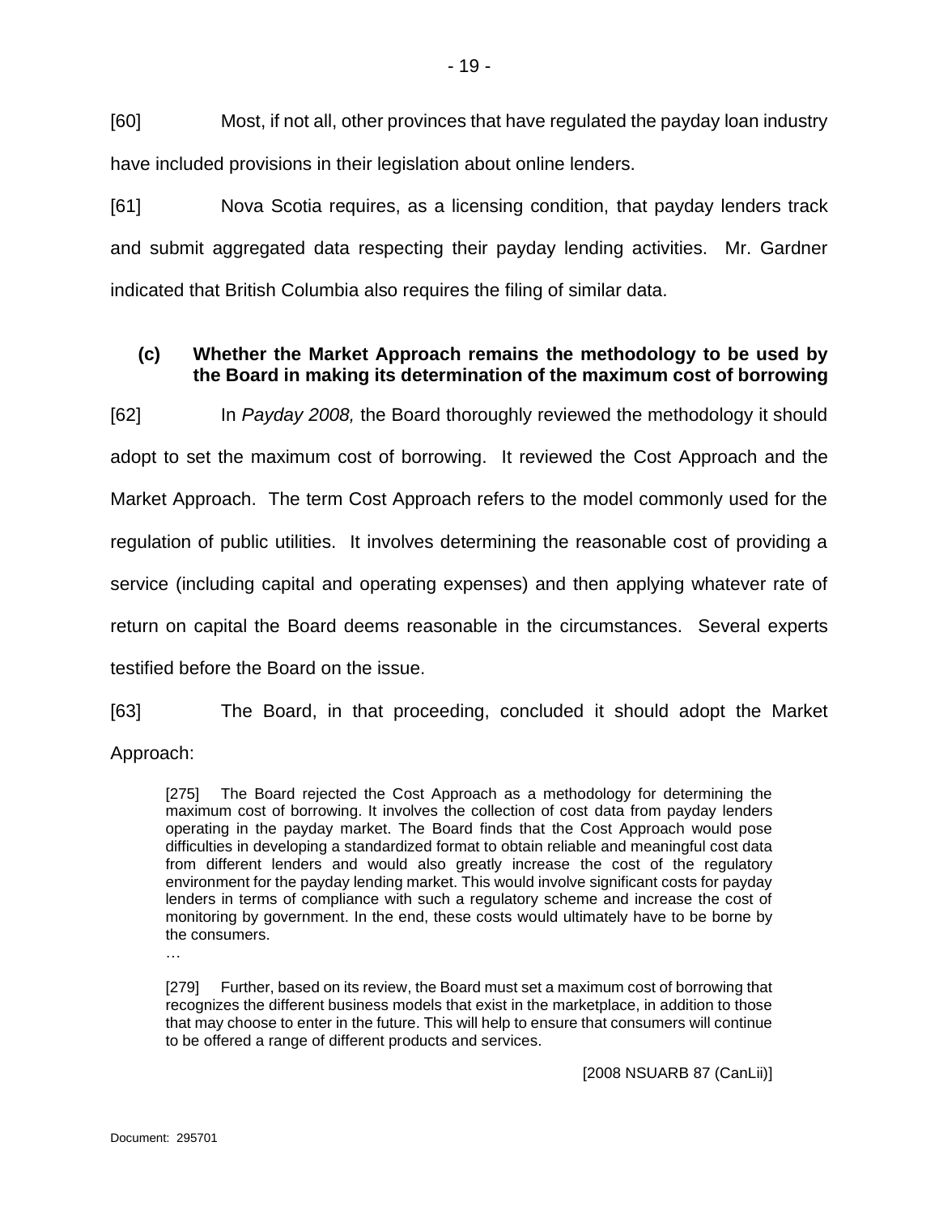[60] Most, if not all, other provinces that have regulated the payday loan industry have included provisions in their legislation about online lenders.

[61] Nova Scotia requires, as a licensing condition, that payday lenders track and submit aggregated data respecting their payday lending activities. Mr. Gardner indicated that British Columbia also requires the filing of similar data.

### (c) Whether the Market Approach remains the methodology to be used by the Board in making its determination of the maximum cost of borrowing

[62] In *Payday 2008,* the Board thoroughly reviewed the methodology it should adopt to set the maximum cost of borrowing. It reviewed the Cost Approach and the Market Approach. The term Cost Approach refers to the model commonly used for the regulation of public utilities. It involves determining the reasonable cost of providing a service (including capital and operating expenses) and then applying whatever rate of return on capital the Board deems reasonable in the circumstances. Several experts testified before the Board on the issue.

[63] The Board, in that proceeding, concluded it should adopt the Market Approach:

> [275] The Board rejected the Cost Approach as a methodology for determining the maximum cost of borrowing. It involves the collection of cost data from payday lenders operating in the payday market. The Board finds that the Cost Approach would pose difficulties in developing a standardized format to obtain reliable and meaningful cost data from different lenders and would also greatly increase the cost of the regulatory environment for the payday lending market. This would involve significant costs for payday lenders in terms of compliance with such a regulatory scheme and increase the cost of monitoring by government. In the end, these costs would ultimately have to be borne by the consumers.
>
> …
>
> [279] Further, based on its review, the Board must set a maximum cost of borrowing that recognizes the different business models that exist in the marketplace, in addition to those that may choose to enter in the future. This will help to ensure that consumers will continue to be offered a range of different products and services.
>
> [2008 NSUARB 87 (CanLii)]

Document: 295701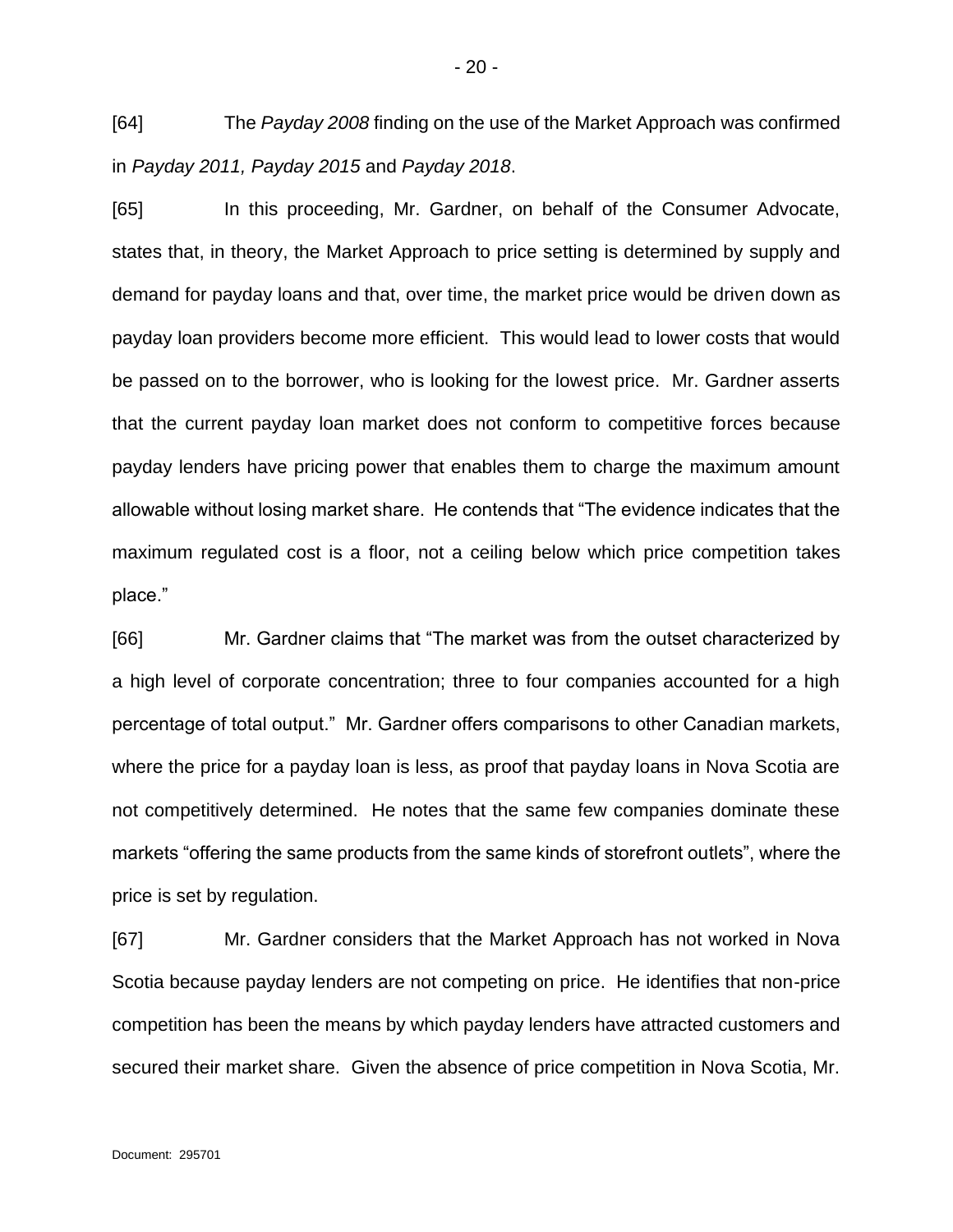[64] The *Payday 2008* finding on the use of the Market Approach was confirmed in *Payday 2011, Payday 2015* and *Payday 2018*.

[65] In this proceeding, Mr. Gardner, on behalf of the Consumer Advocate, states that, in theory, the Market Approach to price setting is determined by supply and demand for payday loans and that, over time, the market price would be driven down as payday loan providers become more efficient. This would lead to lower costs that would be passed on to the borrower, who is looking for the lowest price. Mr. Gardner asserts that the current payday loan market does not conform to competitive forces because payday lenders have pricing power that enables them to charge the maximum amount allowable without losing market share. He contends that "The evidence indicates that the maximum regulated cost is a floor, not a ceiling below which price competition takes place."

[66] Mr. Gardner claims that "The market was from the outset characterized by a high level of corporate concentration; three to four companies accounted for a high percentage of total output." Mr. Gardner offers comparisons to other Canadian markets, where the price for a payday loan is less, as proof that payday loans in Nova Scotia are not competitively determined. He notes that the same few companies dominate these markets "offering the same products from the same kinds of storefront outlets", where the price is set by regulation.

[67] Mr. Gardner considers that the Market Approach has not worked in Nova Scotia because payday lenders are not competing on price. He identifies that non-price competition has been the means by which payday lenders have attracted customers and secured their market share. Given the absence of price competition in Nova Scotia, Mr.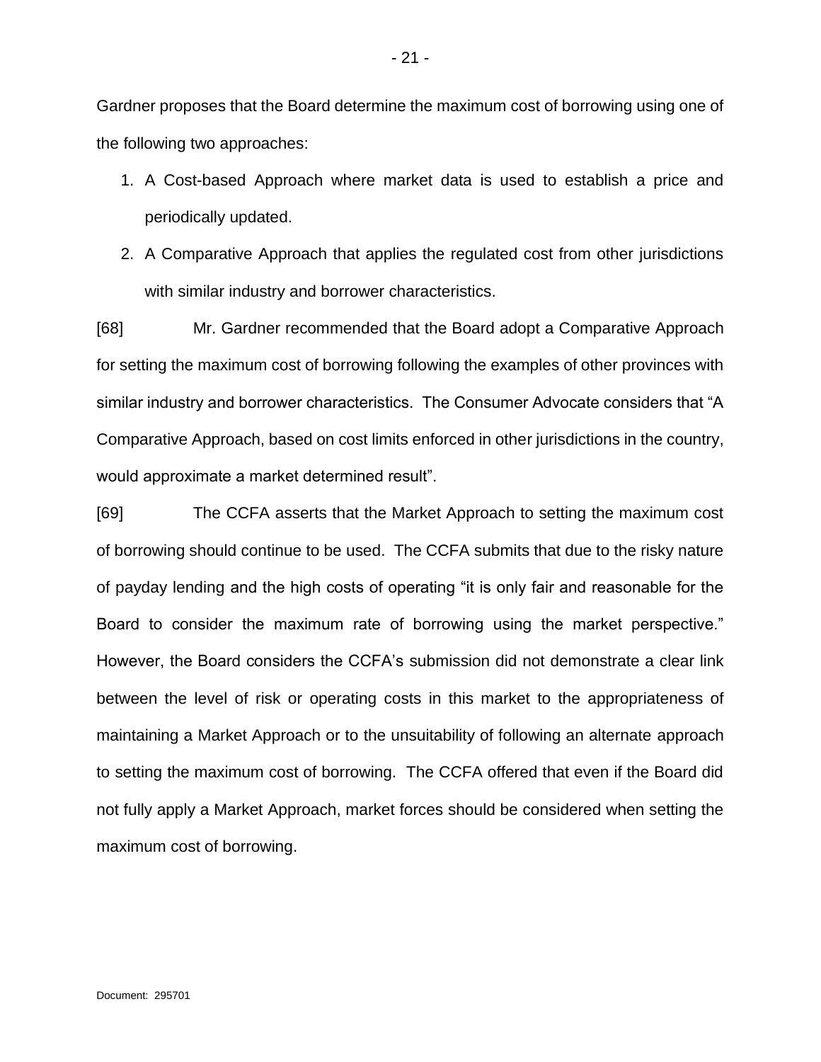Gardner proposes that the Board determine the maximum cost of borrowing using one of the following two approaches:

1. A Cost-based Approach where market data is used to establish a price and periodically updated.
2. A Comparative Approach that applies the regulated cost from other jurisdictions with similar industry and borrower characteristics.

[68] Mr. Gardner recommended that the Board adopt a Comparative Approach for setting the maximum cost of borrowing following the examples of other provinces with similar industry and borrower characteristics. The Consumer Advocate considers that "A Comparative Approach, based on cost limits enforced in other jurisdictions in the country, would approximate a market determined result".

[69] The CCFA asserts that the Market Approach to setting the maximum cost of borrowing should continue to be used. The CCFA submits that due to the risky nature of payday lending and the high costs of operating "it is only fair and reasonable for the Board to consider the maximum rate of borrowing using the market perspective." However, the Board considers the CCFA's submission did not demonstrate a clear link between the level of risk or operating costs in this market to the appropriateness of maintaining a Market Approach or to the unsuitability of following an alternate approach to setting the maximum cost of borrowing. The CCFA offered that even if the Board did not fully apply a Market Approach, market forces should be considered when setting the maximum cost of borrowing.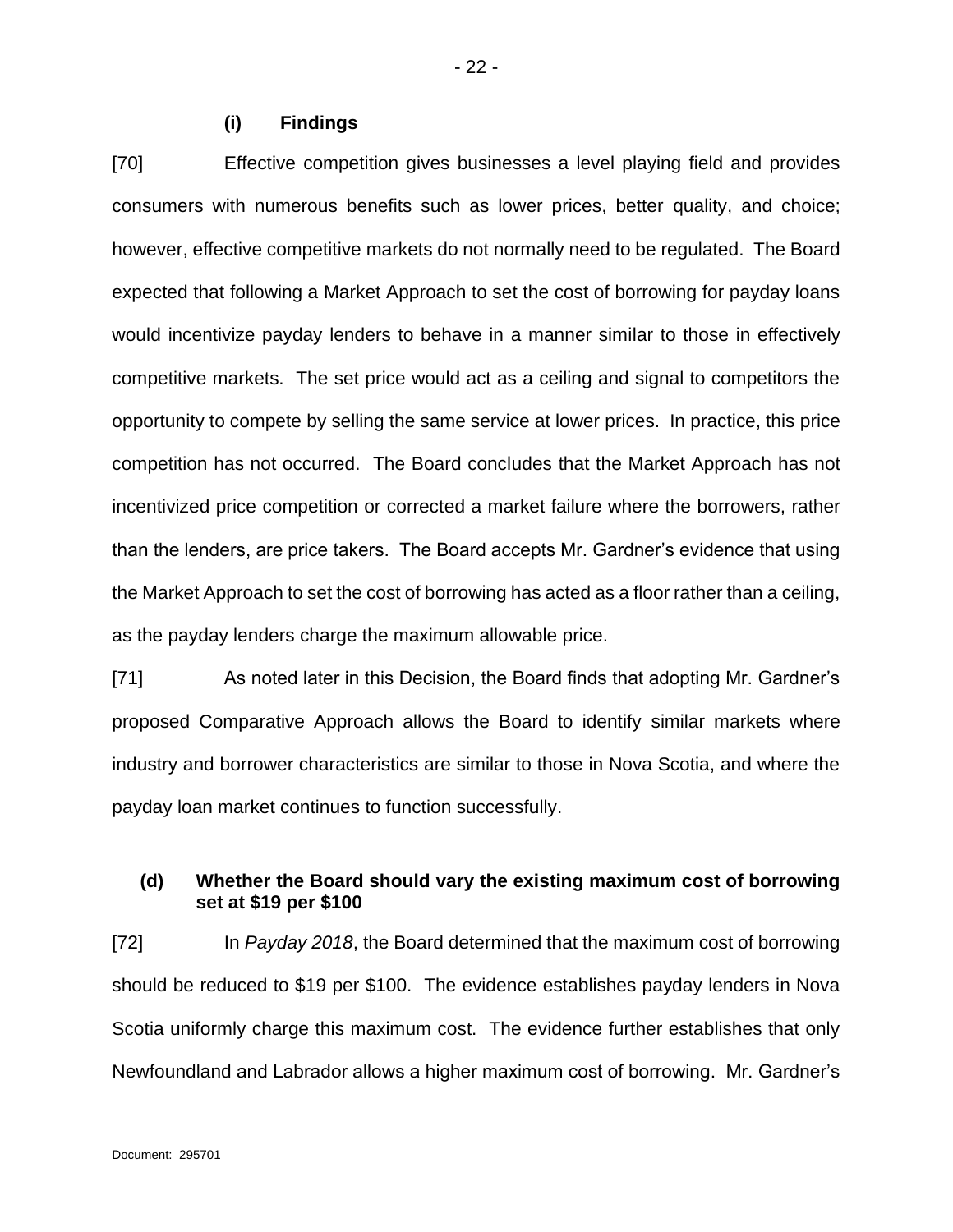#### (i) Findings

[70] Effective competition gives businesses a level playing field and provides consumers with numerous benefits such as lower prices, better quality, and choice; however, effective competitive markets do not normally need to be regulated. The Board expected that following a Market Approach to set the cost of borrowing for payday loans would incentivize payday lenders to behave in a manner similar to those in effectively competitive markets. The set price would act as a ceiling and signal to competitors the opportunity to compete by selling the same service at lower prices. In practice, this price competition has not occurred. The Board concludes that the Market Approach has not incentivized price competition or corrected a market failure where the borrowers, rather than the lenders, are price takers. The Board accepts Mr. Gardner's evidence that using the Market Approach to set the cost of borrowing has acted as a floor rather than a ceiling, as the payday lenders charge the maximum allowable price.

[71] As noted later in this Decision, the Board finds that adopting Mr. Gardner's proposed Comparative Approach allows the Board to identify similar markets where industry and borrower characteristics are similar to those in Nova Scotia, and where the payday loan market continues to function successfully.

### (d) Whether the Board should vary the existing maximum cost of borrowing set at $19 per $100

[72] In *Payday 2018*, the Board determined that the maximum cost of borrowing should be reduced to $19 per $100. The evidence establishes payday lenders in Nova Scotia uniformly charge this maximum cost. The evidence further establishes that only Newfoundland and Labrador allows a higher maximum cost of borrowing. Mr. Gardner's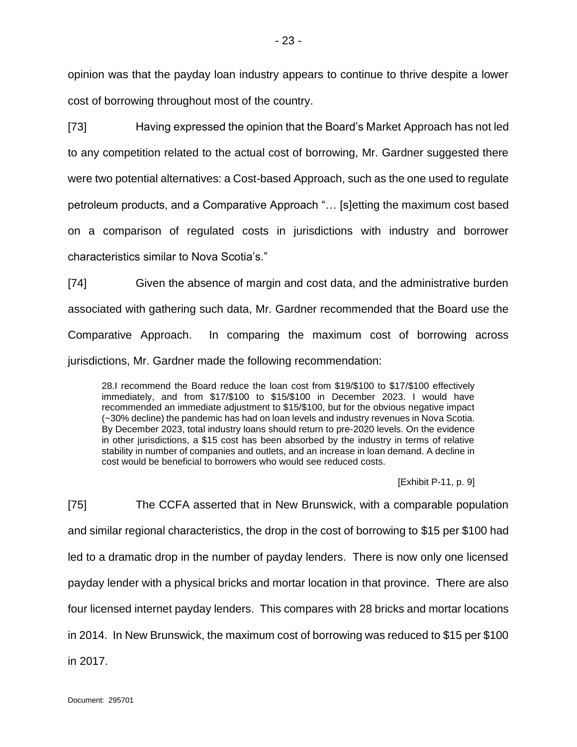opinion was that the payday loan industry appears to continue to thrive despite a lower cost of borrowing throughout most of the country.

[73] Having expressed the opinion that the Board's Market Approach has not led to any competition related to the actual cost of borrowing, Mr. Gardner suggested there were two potential alternatives: a Cost-based Approach, such as the one used to regulate petroleum products, and a Comparative Approach "… [s]etting the maximum cost based on a comparison of regulated costs in jurisdictions with industry and borrower characteristics similar to Nova Scotia's."

[74] Given the absence of margin and cost data, and the administrative burden associated with gathering such data, Mr. Gardner recommended that the Board use the Comparative Approach. In comparing the maximum cost of borrowing across jurisdictions, Mr. Gardner made the following recommendation:

> 28.I recommend the Board reduce the loan cost from $19/$100 to $17/$100 effectively immediately, and from $17/$100 to $15/$100 in December 2023. I would have recommended an immediate adjustment to $15/$100, but for the obvious negative impact (~30% decline) the pandemic has had on loan levels and industry revenues in Nova Scotia. By December 2023, total industry loans should return to pre-2020 levels. On the evidence in other jurisdictions, a $15 cost has been absorbed by the industry in terms of relative stability in number of companies and outlets, and an increase in loan demand. A decline in cost would be beneficial to borrowers who would see reduced costs.
>
> [Exhibit P-11, p. 9]

[75] The CCFA asserted that in New Brunswick, with a comparable population and similar regional characteristics, the drop in the cost of borrowing to $15 per $100 had led to a dramatic drop in the number of payday lenders. There is now only one licensed payday lender with a physical bricks and mortar location in that province. There are also four licensed internet payday lenders. This compares with 28 bricks and mortar locations in 2014. In New Brunswick, the maximum cost of borrowing was reduced to $15 per $100 in 2017.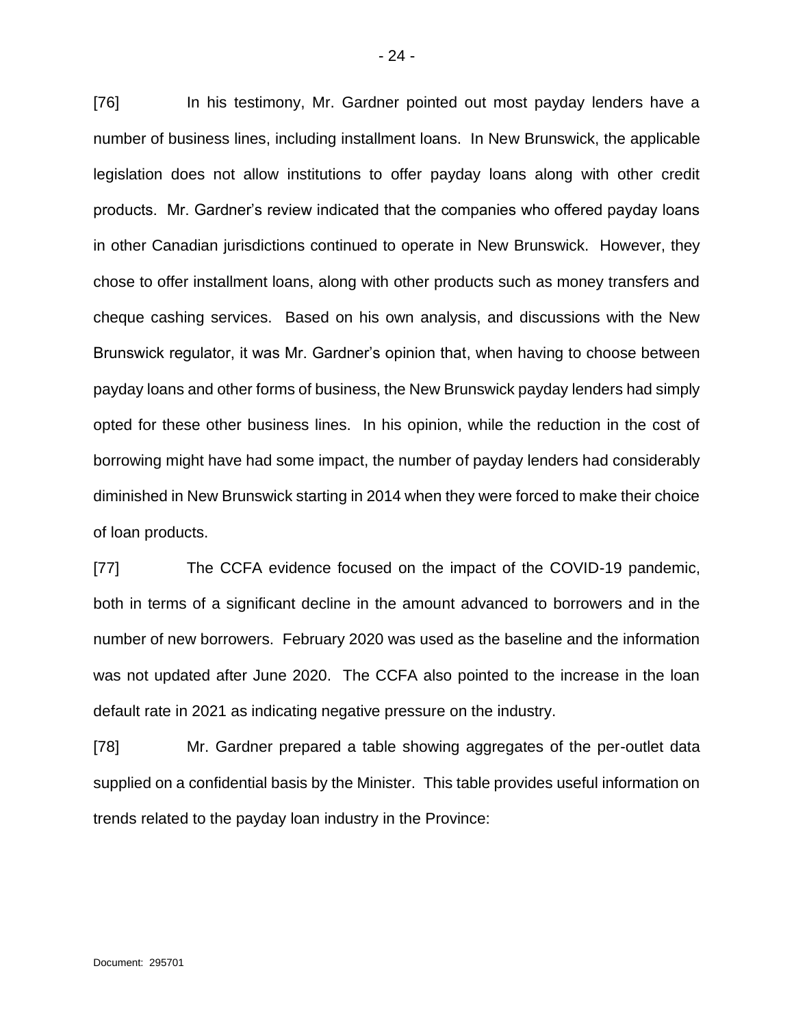[76] In his testimony, Mr. Gardner pointed out most payday lenders have a number of business lines, including installment loans. In New Brunswick, the applicable legislation does not allow institutions to offer payday loans along with other credit products. Mr. Gardner's review indicated that the companies who offered payday loans in other Canadian jurisdictions continued to operate in New Brunswick. However, they chose to offer installment loans, along with other products such as money transfers and cheque cashing services. Based on his own analysis, and discussions with the New Brunswick regulator, it was Mr. Gardner's opinion that, when having to choose between payday loans and other forms of business, the New Brunswick payday lenders had simply opted for these other business lines. In his opinion, while the reduction in the cost of borrowing might have had some impact, the number of payday lenders had considerably diminished in New Brunswick starting in 2014 when they were forced to make their choice of loan products.

[77] The CCFA evidence focused on the impact of the COVID-19 pandemic, both in terms of a significant decline in the amount advanced to borrowers and in the number of new borrowers. February 2020 was used as the baseline and the information was not updated after June 2020. The CCFA also pointed to the increase in the loan default rate in 2021 as indicating negative pressure on the industry.

[78] Mr. Gardner prepared a table showing aggregates of the per-outlet data supplied on a confidential basis by the Minister. This table provides useful information on trends related to the payday loan industry in the Province: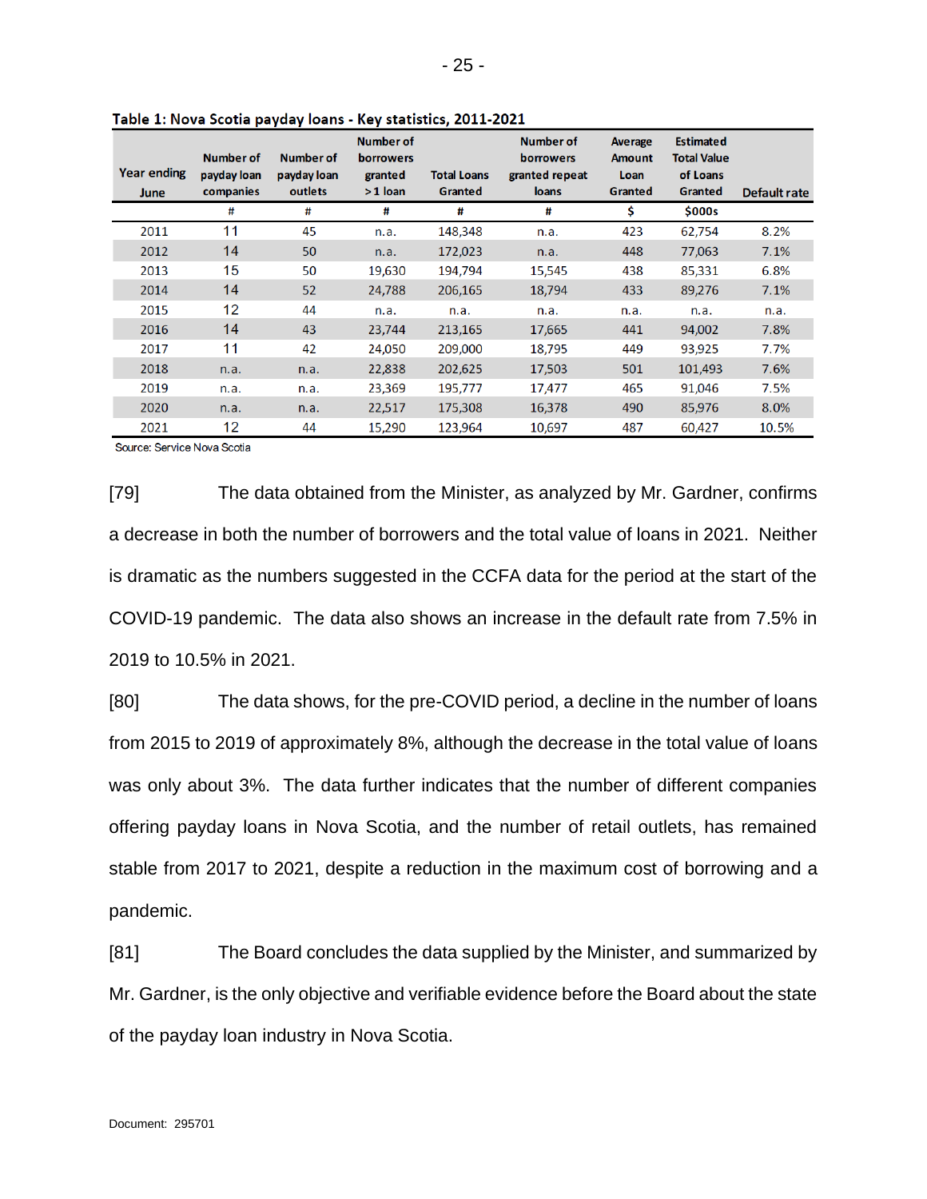**Table 1: Nova Scotia payday loans - Key statistics, 2011-2021**

| Year ending June | Number of payday loan companies | Number of payday loan outlets | Number of borrowers granted >1 loan | Total Loans Granted | Number of borrowers granted repeat loans | Average Amount Loan Granted | Estimated Total Value of Loans Granted | Default rate |
|---|---|---|---|---|---|---|---|---|
| | # | # | # | # | # | $ | $000s | |
| 2011 | 11 | 45 | n.a. | 148,348 | n.a. | 423 | 62,754 | 8.2% |
| 2012 | 14 | 50 | n.a. | 172,023 | n.a. | 448 | 77,063 | 7.1% |
| 2013 | 15 | 50 | 19,630 | 194,794 | 15,545 | 438 | 85,331 | 6.8% |
| 2014 | 14 | 52 | 24,788 | 206,165 | 18,794 | 433 | 89,276 | 7.1% |
| 2015 | 12 | 44 | n.a. | n.a. | n.a. | n.a. | n.a. | n.a. |
| 2016 | 14 | 43 | 23,744 | 213,165 | 17,665 | 441 | 94,002 | 7.8% |
| 2017 | 11 | 42 | 24,050 | 209,000 | 18,795 | 449 | 93,925 | 7.7% |
| 2018 | n.a. | n.a. | 22,838 | 202,625 | 17,503 | 501 | 101,493 | 7.6% |
| 2019 | n.a. | n.a. | 23,369 | 195,777 | 17,477 | 465 | 91,046 | 7.5% |
| 2020 | n.a. | n.a. | 22,517 | 175,308 | 16,378 | 490 | 85,976 | 8.0% |
| 2021 | 12 | 44 | 15,290 | 123,964 | 10,697 | 487 | 60,427 | 10.5% |

Source: Service Nova Scotia

[79] The data obtained from the Minister, as analyzed by Mr. Gardner, confirms a decrease in both the number of borrowers and the total value of loans in 2021. Neither is dramatic as the numbers suggested in the CCFA data for the period at the start of the COVID-19 pandemic. The data also shows an increase in the default rate from 7.5% in 2019 to 10.5% in 2021.

[80] The data shows, for the pre-COVID period, a decline in the number of loans from 2015 to 2019 of approximately 8%, although the decrease in the total value of loans was only about 3%. The data further indicates that the number of different companies offering payday loans in Nova Scotia, and the number of retail outlets, has remained stable from 2017 to 2021, despite a reduction in the maximum cost of borrowing and a pandemic.

[81] The Board concludes the data supplied by the Minister, and summarized by Mr. Gardner, is the only objective and verifiable evidence before the Board about the state of the payday loan industry in Nova Scotia.

Document: 295701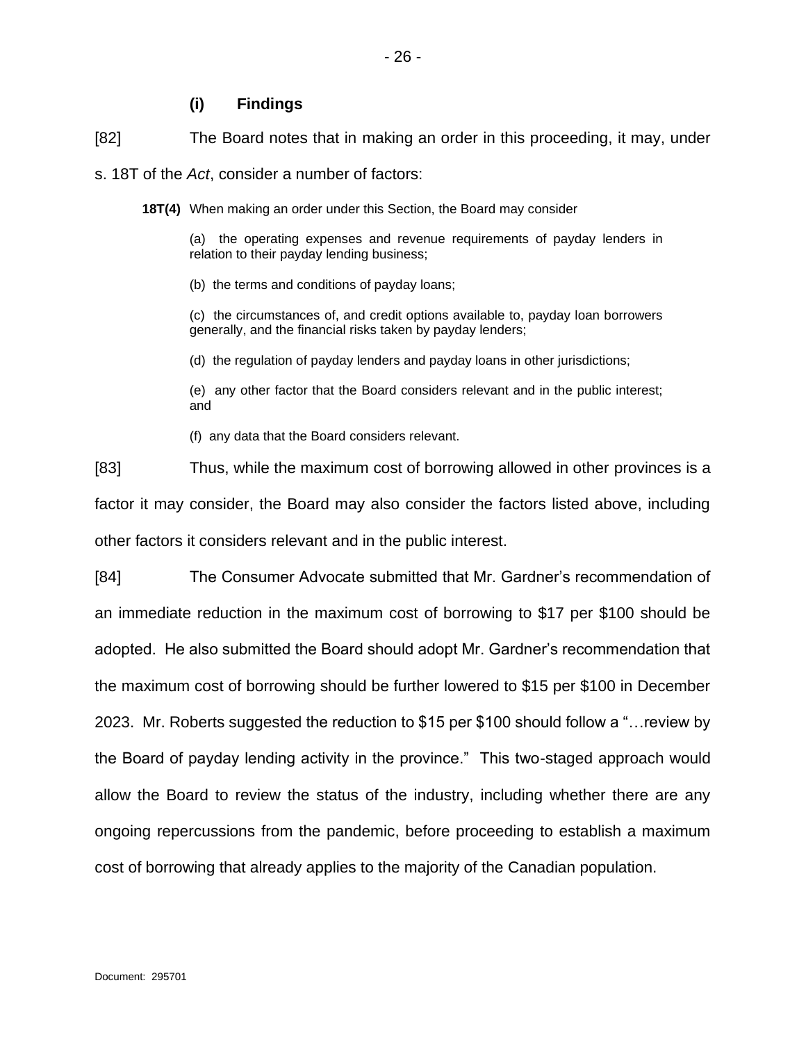### (i) Findings

[82] The Board notes that in making an order in this proceeding, it may, under s. 18T of the *Act*, consider a number of factors:

> **18T(4)** When making an order under this Section, the Board may consider
>
> (a) the operating expenses and revenue requirements of payday lenders in relation to their payday lending business;
>
> (b) the terms and conditions of payday loans;
>
> (c) the circumstances of, and credit options available to, payday loan borrowers generally, and the financial risks taken by payday lenders;
>
> (d) the regulation of payday lenders and payday loans in other jurisdictions;
>
> (e) any other factor that the Board considers relevant and in the public interest; and
>
> (f) any data that the Board considers relevant.

[83] Thus, while the maximum cost of borrowing allowed in other provinces is a factor it may consider, the Board may also consider the factors listed above, including other factors it considers relevant and in the public interest.

[84] The Consumer Advocate submitted that Mr. Gardner's recommendation of an immediate reduction in the maximum cost of borrowing to $17 per $100 should be adopted. He also submitted the Board should adopt Mr. Gardner's recommendation that the maximum cost of borrowing should be further lowered to $15 per $100 in December 2023. Mr. Roberts suggested the reduction to $15 per $100 should follow a "…review by the Board of payday lending activity in the province." This two-staged approach would allow the Board to review the status of the industry, including whether there are any ongoing repercussions from the pandemic, before proceeding to establish a maximum cost of borrowing that already applies to the majority of the Canadian population.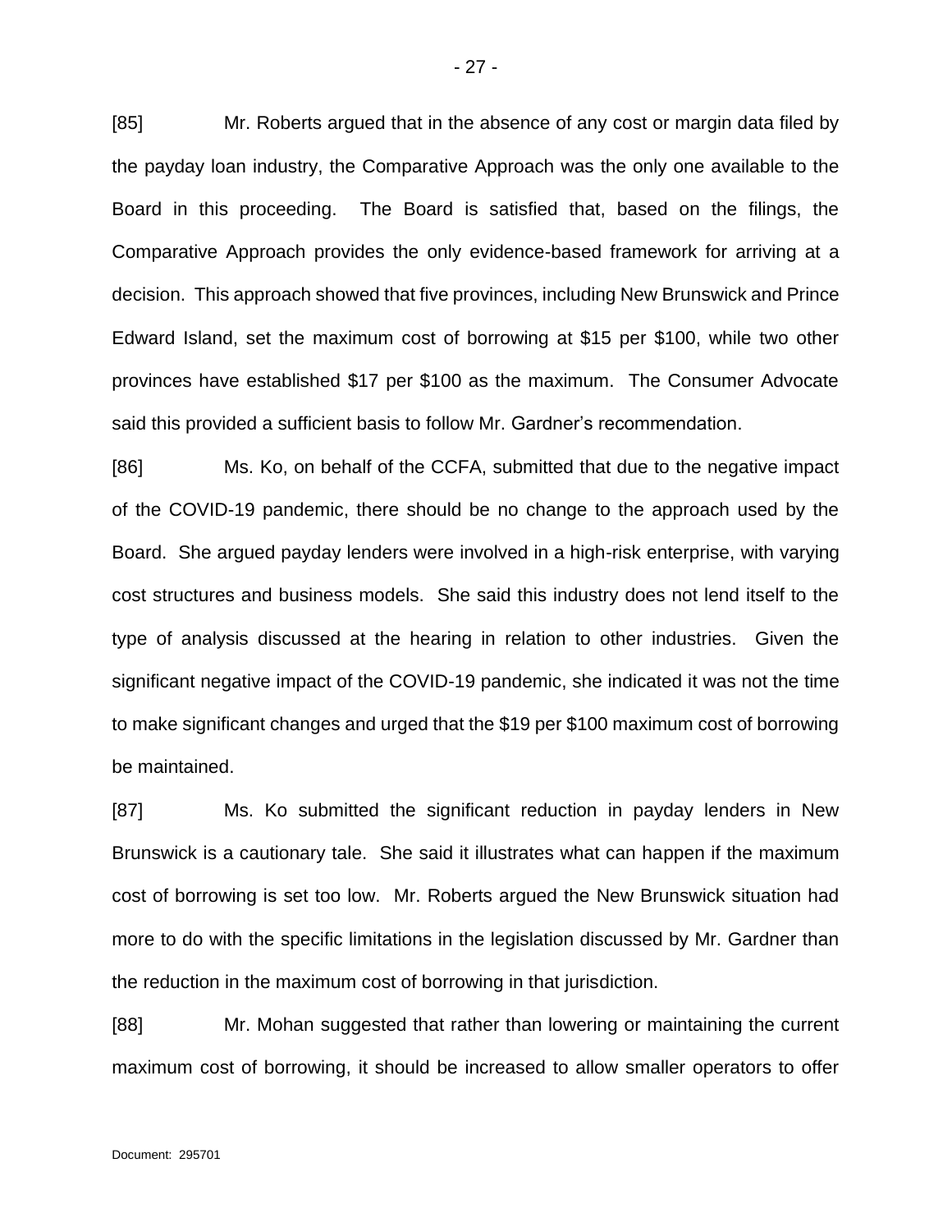[85] Mr. Roberts argued that in the absence of any cost or margin data filed by the payday loan industry, the Comparative Approach was the only one available to the Board in this proceeding. The Board is satisfied that, based on the filings, the Comparative Approach provides the only evidence-based framework for arriving at a decision. This approach showed that five provinces, including New Brunswick and Prince Edward Island, set the maximum cost of borrowing at $15 per $100, while two other provinces have established $17 per $100 as the maximum. The Consumer Advocate said this provided a sufficient basis to follow Mr. Gardner's recommendation.

[86] Ms. Ko, on behalf of the CCFA, submitted that due to the negative impact of the COVID-19 pandemic, there should be no change to the approach used by the Board. She argued payday lenders were involved in a high-risk enterprise, with varying cost structures and business models. She said this industry does not lend itself to the type of analysis discussed at the hearing in relation to other industries. Given the significant negative impact of the COVID-19 pandemic, she indicated it was not the time to make significant changes and urged that the $19 per $100 maximum cost of borrowing be maintained.

[87] Ms. Ko submitted the significant reduction in payday lenders in New Brunswick is a cautionary tale. She said it illustrates what can happen if the maximum cost of borrowing is set too low. Mr. Roberts argued the New Brunswick situation had more to do with the specific limitations in the legislation discussed by Mr. Gardner than the reduction in the maximum cost of borrowing in that jurisdiction.

[88] Mr. Mohan suggested that rather than lowering or maintaining the current maximum cost of borrowing, it should be increased to allow smaller operators to offer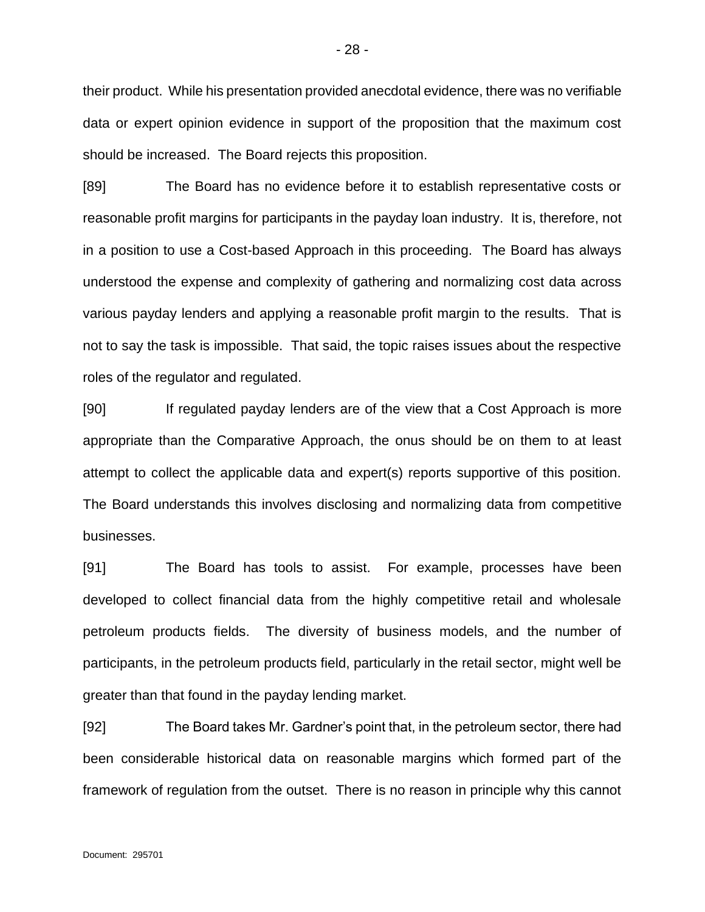their product. While his presentation provided anecdotal evidence, there was no verifiable data or expert opinion evidence in support of the proposition that the maximum cost should be increased. The Board rejects this proposition.

[89] The Board has no evidence before it to establish representative costs or reasonable profit margins for participants in the payday loan industry. It is, therefore, not in a position to use a Cost-based Approach in this proceeding. The Board has always understood the expense and complexity of gathering and normalizing cost data across various payday lenders and applying a reasonable profit margin to the results. That is not to say the task is impossible. That said, the topic raises issues about the respective roles of the regulator and regulated.

[90] If regulated payday lenders are of the view that a Cost Approach is more appropriate than the Comparative Approach, the onus should be on them to at least attempt to collect the applicable data and expert(s) reports supportive of this position. The Board understands this involves disclosing and normalizing data from competitive businesses.

[91] The Board has tools to assist. For example, processes have been developed to collect financial data from the highly competitive retail and wholesale petroleum products fields. The diversity of business models, and the number of participants, in the petroleum products field, particularly in the retail sector, might well be greater than that found in the payday lending market.

[92] The Board takes Mr. Gardner's point that, in the petroleum sector, there had been considerable historical data on reasonable margins which formed part of the framework of regulation from the outset. There is no reason in principle why this cannot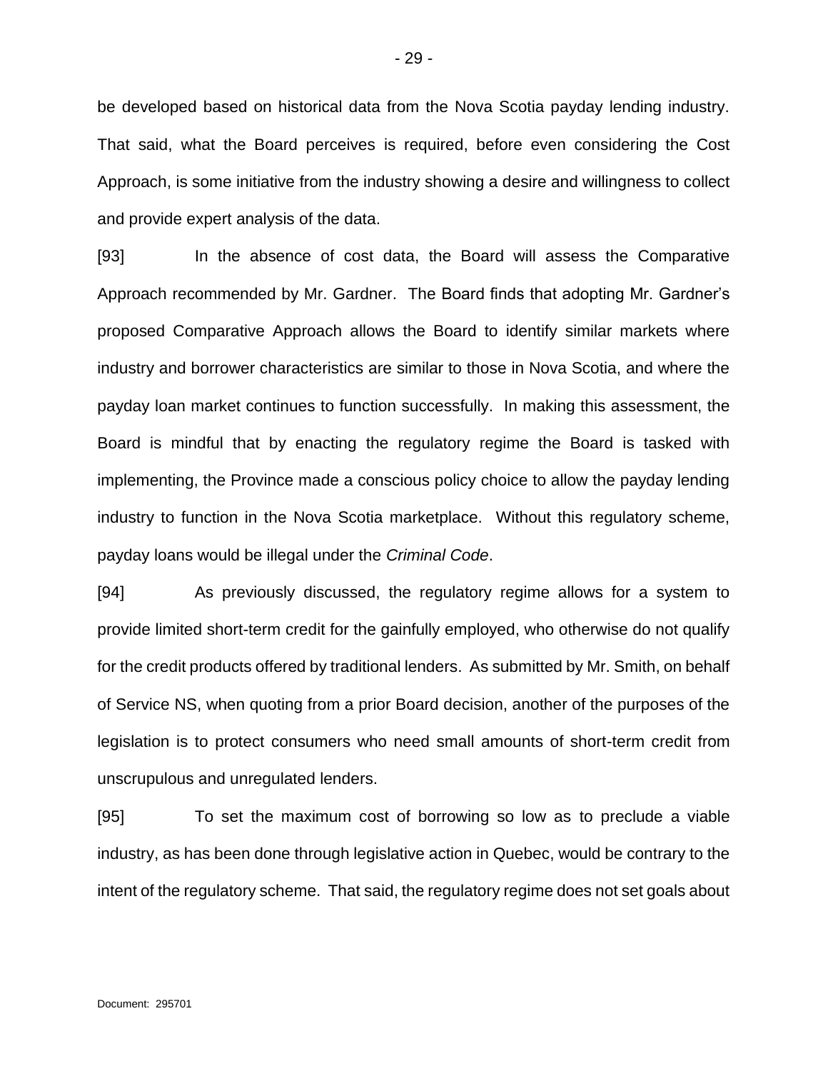be developed based on historical data from the Nova Scotia payday lending industry. That said, what the Board perceives is required, before even considering the Cost Approach, is some initiative from the industry showing a desire and willingness to collect and provide expert analysis of the data.

[93] In the absence of cost data, the Board will assess the Comparative Approach recommended by Mr. Gardner. The Board finds that adopting Mr. Gardner's proposed Comparative Approach allows the Board to identify similar markets where industry and borrower characteristics are similar to those in Nova Scotia, and where the payday loan market continues to function successfully. In making this assessment, the Board is mindful that by enacting the regulatory regime the Board is tasked with implementing, the Province made a conscious policy choice to allow the payday lending industry to function in the Nova Scotia marketplace. Without this regulatory scheme, payday loans would be illegal under the *Criminal Code*.

[94] As previously discussed, the regulatory regime allows for a system to provide limited short-term credit for the gainfully employed, who otherwise do not qualify for the credit products offered by traditional lenders. As submitted by Mr. Smith, on behalf of Service NS, when quoting from a prior Board decision, another of the purposes of the legislation is to protect consumers who need small amounts of short-term credit from unscrupulous and unregulated lenders.

[95] To set the maximum cost of borrowing so low as to preclude a viable industry, as has been done through legislative action in Quebec, would be contrary to the intent of the regulatory scheme. That said, the regulatory regime does not set goals about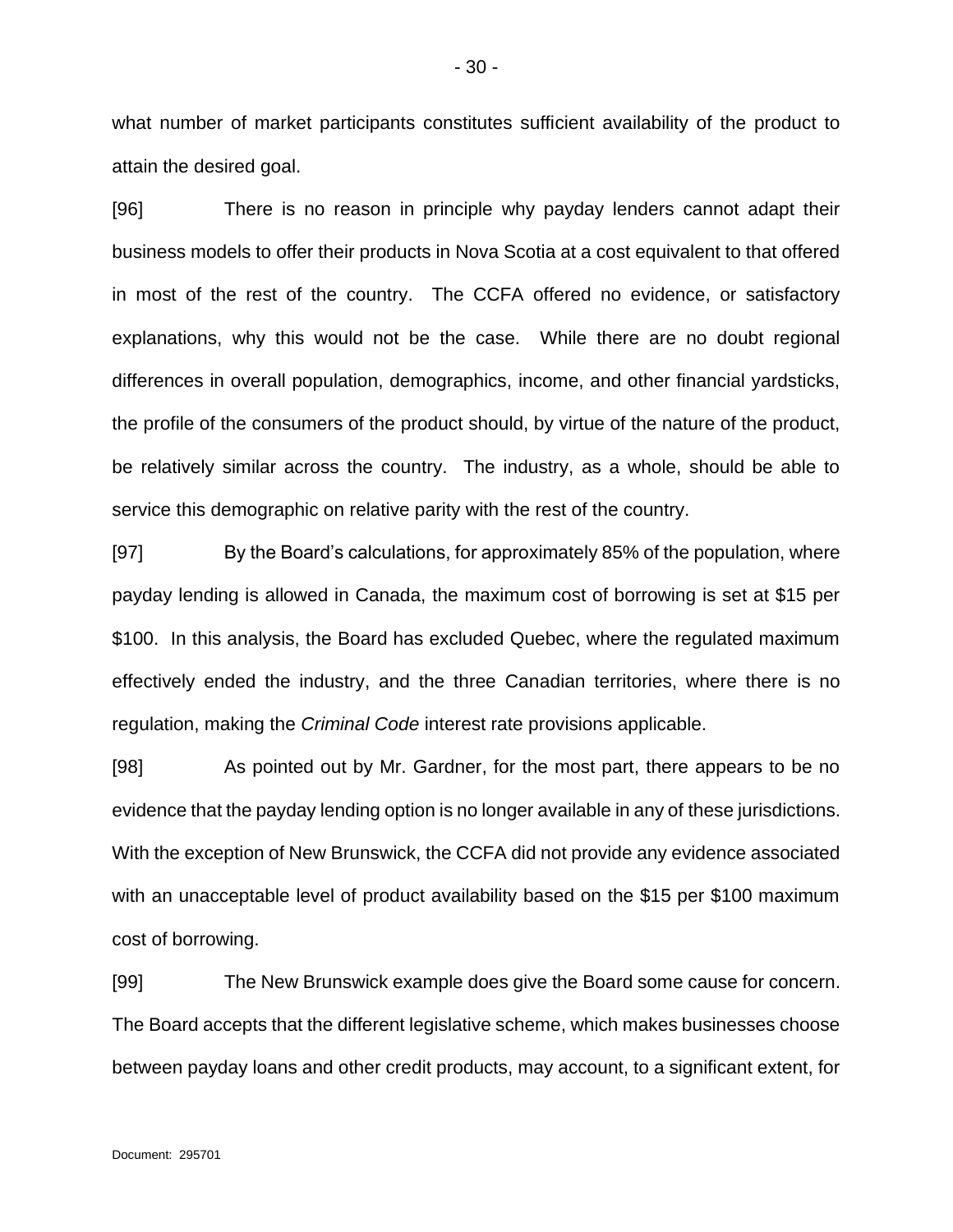what number of market participants constitutes sufficient availability of the product to attain the desired goal.

[96] There is no reason in principle why payday lenders cannot adapt their business models to offer their products in Nova Scotia at a cost equivalent to that offered in most of the rest of the country. The CCFA offered no evidence, or satisfactory explanations, why this would not be the case. While there are no doubt regional differences in overall population, demographics, income, and other financial yardsticks, the profile of the consumers of the product should, by virtue of the nature of the product, be relatively similar across the country. The industry, as a whole, should be able to service this demographic on relative parity with the rest of the country.

[97] By the Board's calculations, for approximately 85% of the population, where payday lending is allowed in Canada, the maximum cost of borrowing is set at $15 per $100. In this analysis, the Board has excluded Quebec, where the regulated maximum effectively ended the industry, and the three Canadian territories, where there is no regulation, making the *Criminal Code* interest rate provisions applicable.

[98] As pointed out by Mr. Gardner, for the most part, there appears to be no evidence that the payday lending option is no longer available in any of these jurisdictions. With the exception of New Brunswick, the CCFA did not provide any evidence associated with an unacceptable level of product availability based on the $15 per $100 maximum cost of borrowing.

[99] The New Brunswick example does give the Board some cause for concern. The Board accepts that the different legislative scheme, which makes businesses choose between payday loans and other credit products, may account, to a significant extent, for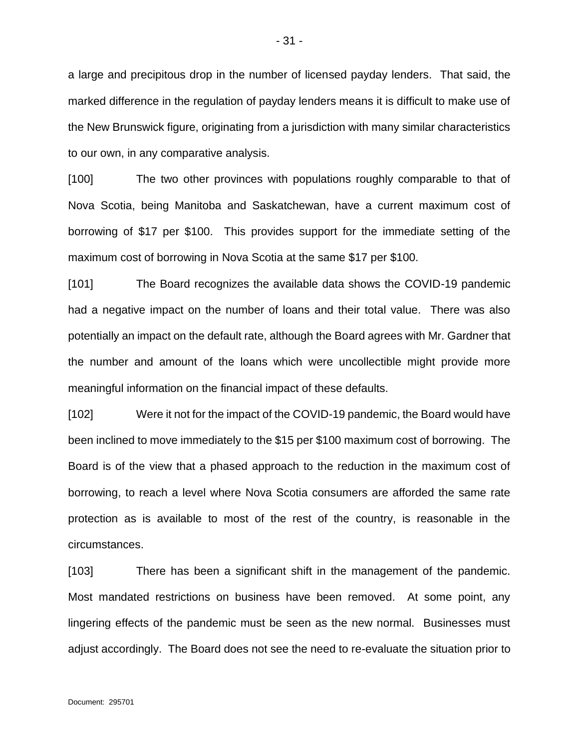a large and precipitous drop in the number of licensed payday lenders. That said, the marked difference in the regulation of payday lenders means it is difficult to make use of the New Brunswick figure, originating from a jurisdiction with many similar characteristics to our own, in any comparative analysis.

[100] The two other provinces with populations roughly comparable to that of Nova Scotia, being Manitoba and Saskatchewan, have a current maximum cost of borrowing of $17 per $100. This provides support for the immediate setting of the maximum cost of borrowing in Nova Scotia at the same $17 per $100.

[101] The Board recognizes the available data shows the COVID-19 pandemic had a negative impact on the number of loans and their total value. There was also potentially an impact on the default rate, although the Board agrees with Mr. Gardner that the number and amount of the loans which were uncollectible might provide more meaningful information on the financial impact of these defaults.

[102] Were it not for the impact of the COVID-19 pandemic, the Board would have been inclined to move immediately to the $15 per $100 maximum cost of borrowing. The Board is of the view that a phased approach to the reduction in the maximum cost of borrowing, to reach a level where Nova Scotia consumers are afforded the same rate protection as is available to most of the rest of the country, is reasonable in the circumstances.

[103] There has been a significant shift in the management of the pandemic. Most mandated restrictions on business have been removed. At some point, any lingering effects of the pandemic must be seen as the new normal. Businesses must adjust accordingly. The Board does not see the need to re-evaluate the situation prior to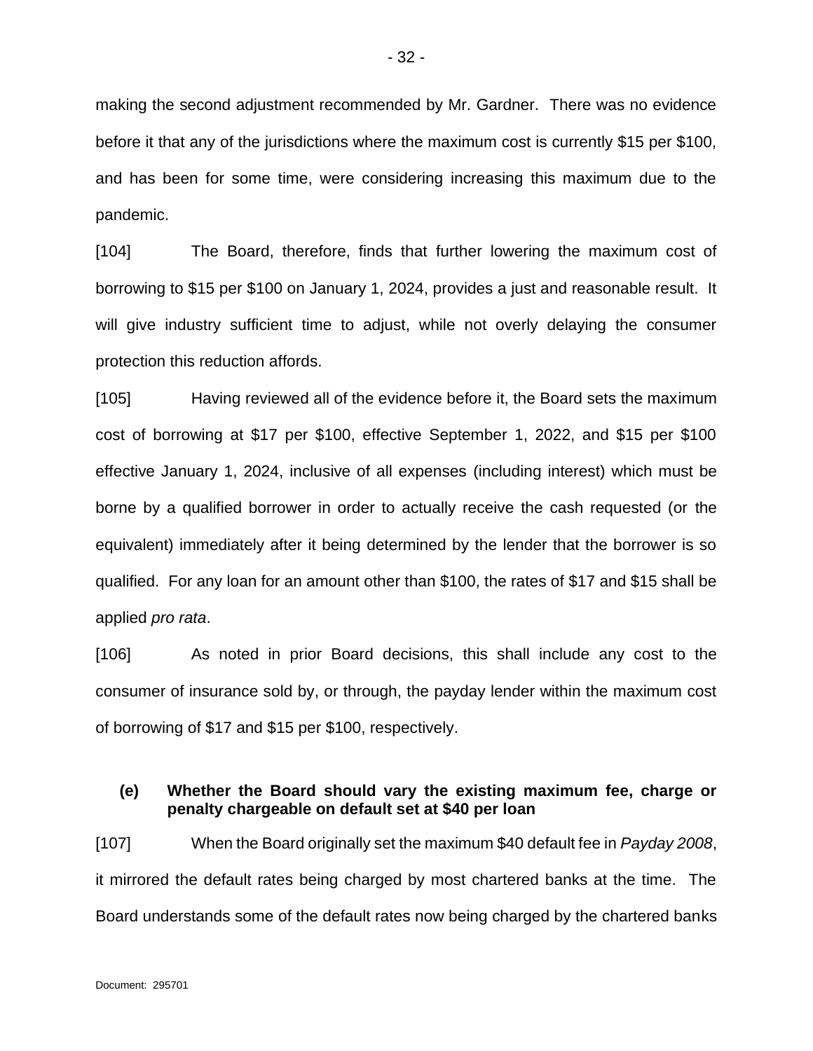making the second adjustment recommended by Mr. Gardner. There was no evidence before it that any of the jurisdictions where the maximum cost is currently $15 per $100, and has been for some time, were considering increasing this maximum due to the pandemic.

[104] The Board, therefore, finds that further lowering the maximum cost of borrowing to $15 per $100 on January 1, 2024, provides a just and reasonable result. It will give industry sufficient time to adjust, while not overly delaying the consumer protection this reduction affords.

[105] Having reviewed all of the evidence before it, the Board sets the maximum cost of borrowing at $17 per $100, effective September 1, 2022, and $15 per $100 effective January 1, 2024, inclusive of all expenses (including interest) which must be borne by a qualified borrower in order to actually receive the cash requested (or the equivalent) immediately after it being determined by the lender that the borrower is so qualified. For any loan for an amount other than $100, the rates of $17 and $15 shall be applied *pro rata*.

[106] As noted in prior Board decisions, this shall include any cost to the consumer of insurance sold by, or through, the payday lender within the maximum cost of borrowing of $17 and $15 per $100, respectively.

### (e) Whether the Board should vary the existing maximum fee, charge or penalty chargeable on default set at $40 per loan

[107] When the Board originally set the maximum $40 default fee in *Payday 2008*, it mirrored the default rates being charged by most chartered banks at the time. The Board understands some of the default rates now being charged by the chartered banks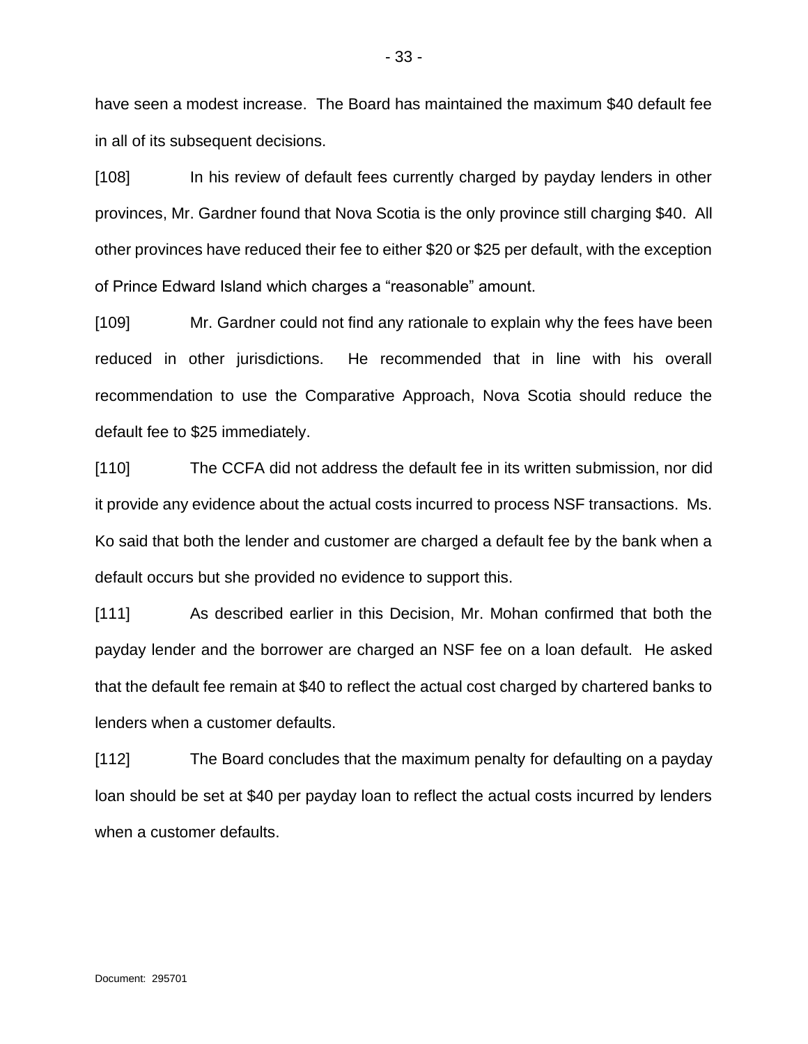have seen a modest increase. The Board has maintained the maximum $40 default fee in all of its subsequent decisions.

[108] In his review of default fees currently charged by payday lenders in other provinces, Mr. Gardner found that Nova Scotia is the only province still charging $40. All other provinces have reduced their fee to either $20 or $25 per default, with the exception of Prince Edward Island which charges a “reasonable” amount.

[109] Mr. Gardner could not find any rationale to explain why the fees have been reduced in other jurisdictions. He recommended that in line with his overall recommendation to use the Comparative Approach, Nova Scotia should reduce the default fee to $25 immediately.

[110] The CCFA did not address the default fee in its written submission, nor did it provide any evidence about the actual costs incurred to process NSF transactions. Ms. Ko said that both the lender and customer are charged a default fee by the bank when a default occurs but she provided no evidence to support this.

[111] As described earlier in this Decision, Mr. Mohan confirmed that both the payday lender and the borrower are charged an NSF fee on a loan default. He asked that the default fee remain at $40 to reflect the actual cost charged by chartered banks to lenders when a customer defaults.

[112] The Board concludes that the maximum penalty for defaulting on a payday loan should be set at $40 per payday loan to reflect the actual costs incurred by lenders when a customer defaults.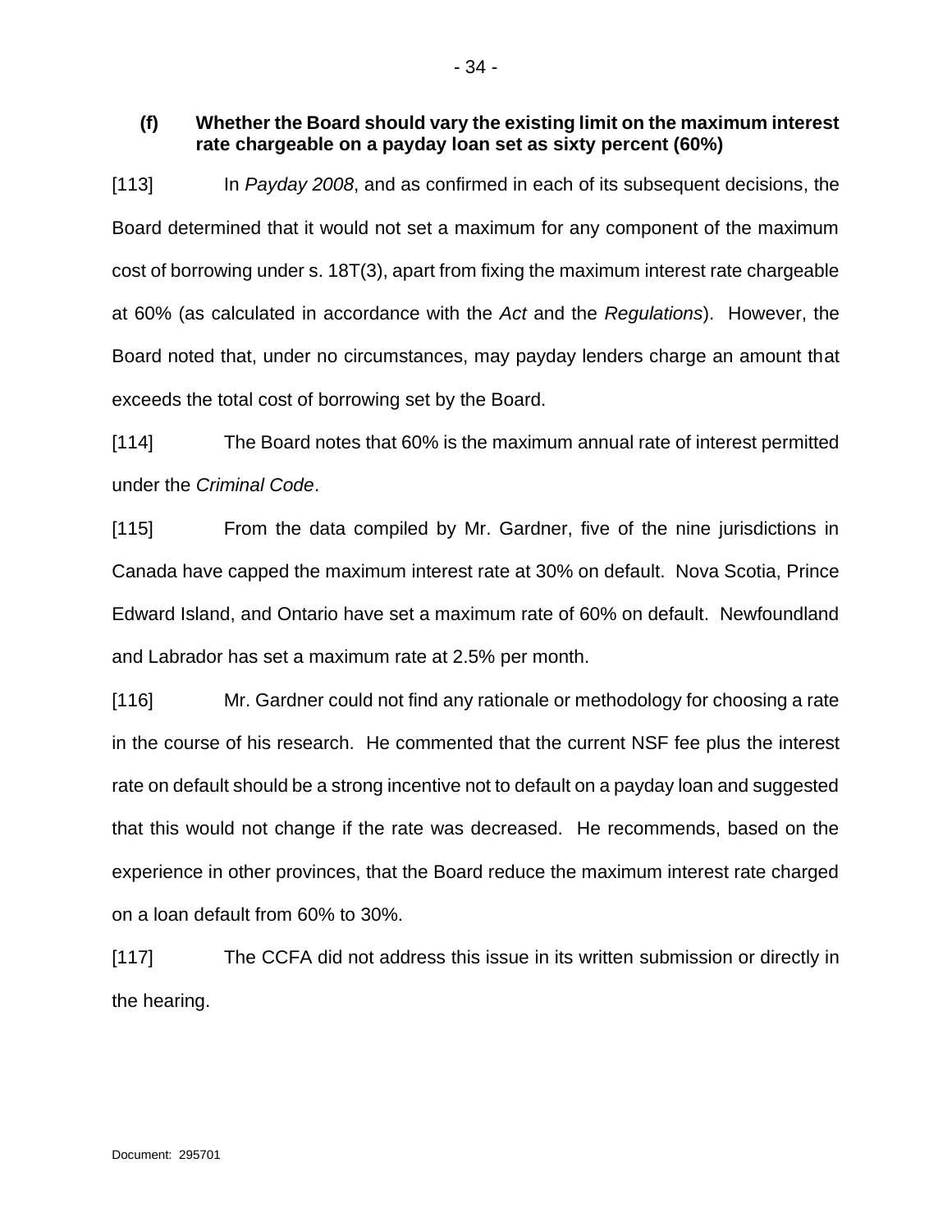### (f) Whether the Board should vary the existing limit on the maximum interest rate chargeable on a payday loan set as sixty percent (60%)

[113] In *Payday 2008*, and as confirmed in each of its subsequent decisions, the Board determined that it would not set a maximum for any component of the maximum cost of borrowing under s. 18T(3), apart from fixing the maximum interest rate chargeable at 60% (as calculated in accordance with the *Act* and the *Regulations*). However, the Board noted that, under no circumstances, may payday lenders charge an amount that exceeds the total cost of borrowing set by the Board.

[114] The Board notes that 60% is the maximum annual rate of interest permitted under the *Criminal Code*.

[115] From the data compiled by Mr. Gardner, five of the nine jurisdictions in Canada have capped the maximum interest rate at 30% on default. Nova Scotia, Prince Edward Island, and Ontario have set a maximum rate of 60% on default. Newfoundland and Labrador has set a maximum rate at 2.5% per month.

[116] Mr. Gardner could not find any rationale or methodology for choosing a rate in the course of his research. He commented that the current NSF fee plus the interest rate on default should be a strong incentive not to default on a payday loan and suggested that this would not change if the rate was decreased. He recommends, based on the experience in other provinces, that the Board reduce the maximum interest rate charged on a loan default from 60% to 30%.

[117] The CCFA did not address this issue in its written submission or directly in the hearing.

Document: 295701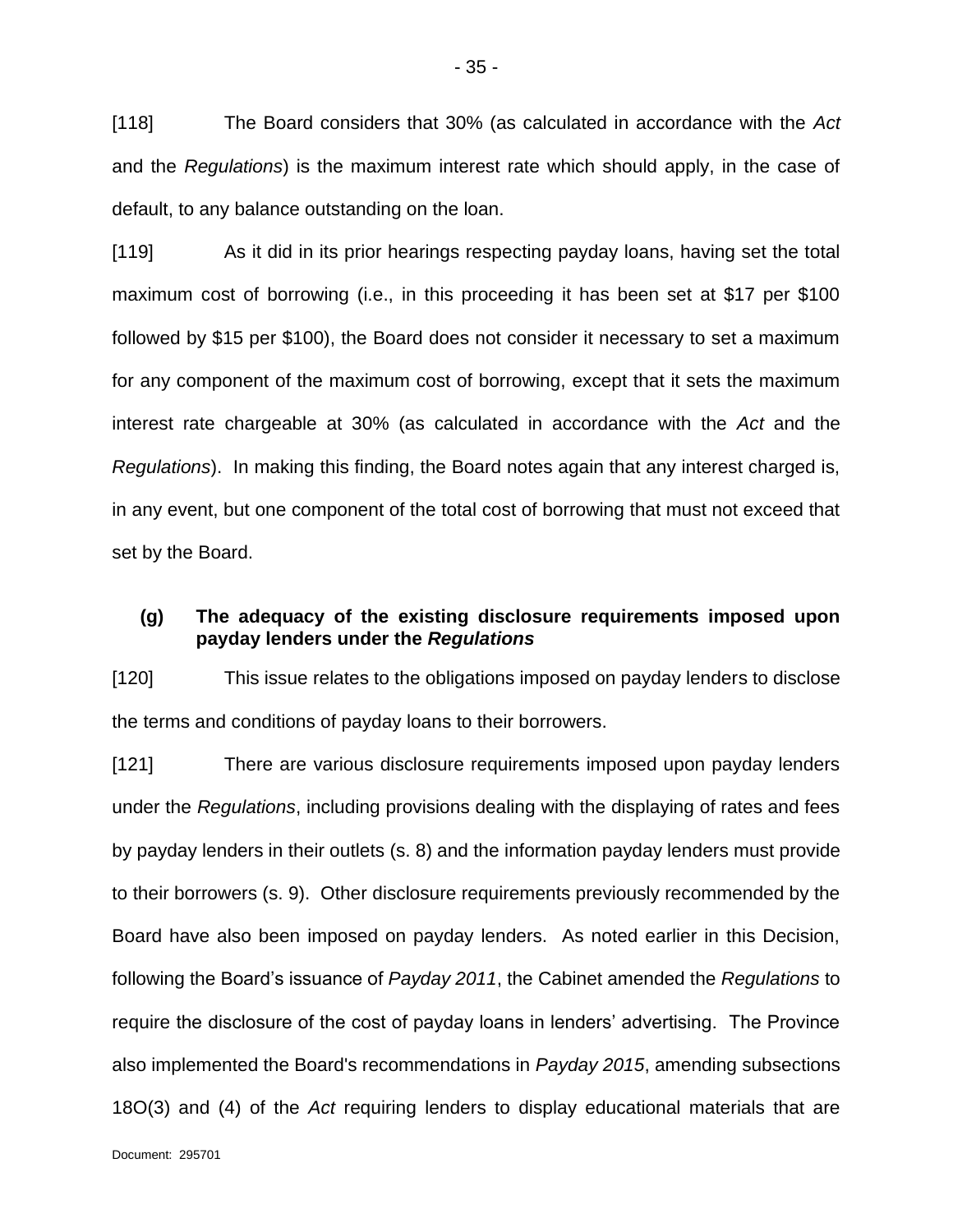[118] The Board considers that 30% (as calculated in accordance with the *Act* and the *Regulations*) is the maximum interest rate which should apply, in the case of default, to any balance outstanding on the loan.

[119] As it did in its prior hearings respecting payday loans, having set the total maximum cost of borrowing (i.e., in this proceeding it has been set at $17 per $100 followed by $15 per $100), the Board does not consider it necessary to set a maximum for any component of the maximum cost of borrowing, except that it sets the maximum interest rate chargeable at 30% (as calculated in accordance with the *Act* and the *Regulations*). In making this finding, the Board notes again that any interest charged is, in any event, but one component of the total cost of borrowing that must not exceed that set by the Board.

### (g) The adequacy of the existing disclosure requirements imposed upon payday lenders under the *Regulations*

[120] This issue relates to the obligations imposed on payday lenders to disclose the terms and conditions of payday loans to their borrowers.

[121] There are various disclosure requirements imposed upon payday lenders under the *Regulations*, including provisions dealing with the displaying of rates and fees by payday lenders in their outlets (s. 8) and the information payday lenders must provide to their borrowers (s. 9). Other disclosure requirements previously recommended by the Board have also been imposed on payday lenders. As noted earlier in this Decision, following the Board's issuance of *Payday 2011*, the Cabinet amended the *Regulations* to require the disclosure of the cost of payday loans in lenders' advertising. The Province also implemented the Board's recommendations in *Payday 2015*, amending subsections 18O(3) and (4) of the *Act* requiring lenders to display educational materials that are

Document: 295701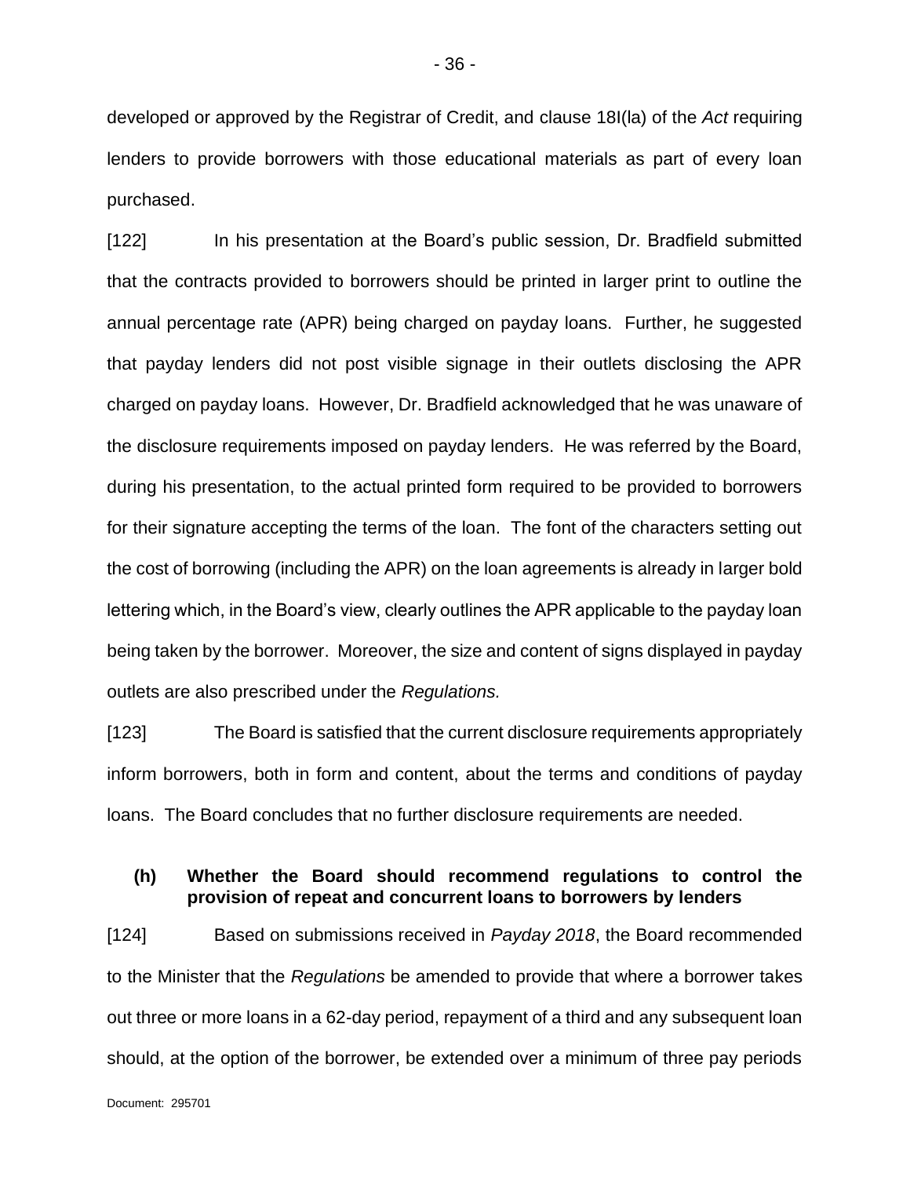developed or approved by the Registrar of Credit, and clause 18I(la) of the *Act* requiring lenders to provide borrowers with those educational materials as part of every loan purchased.

[122] In his presentation at the Board's public session, Dr. Bradfield submitted that the contracts provided to borrowers should be printed in larger print to outline the annual percentage rate (APR) being charged on payday loans. Further, he suggested that payday lenders did not post visible signage in their outlets disclosing the APR charged on payday loans. However, Dr. Bradfield acknowledged that he was unaware of the disclosure requirements imposed on payday lenders. He was referred by the Board, during his presentation, to the actual printed form required to be provided to borrowers for their signature accepting the terms of the loan. The font of the characters setting out the cost of borrowing (including the APR) on the loan agreements is already in larger bold lettering which, in the Board's view, clearly outlines the APR applicable to the payday loan being taken by the borrower. Moreover, the size and content of signs displayed in payday outlets are also prescribed under the *Regulations.*

[123] The Board is satisfied that the current disclosure requirements appropriately inform borrowers, both in form and content, about the terms and conditions of payday loans. The Board concludes that no further disclosure requirements are needed.

### (h) Whether the Board should recommend regulations to control the provision of repeat and concurrent loans to borrowers by lenders

[124] Based on submissions received in *Payday 2018*, the Board recommended to the Minister that the *Regulations* be amended to provide that where a borrower takes out three or more loans in a 62-day period, repayment of a third and any subsequent loan should, at the option of the borrower, be extended over a minimum of three pay periods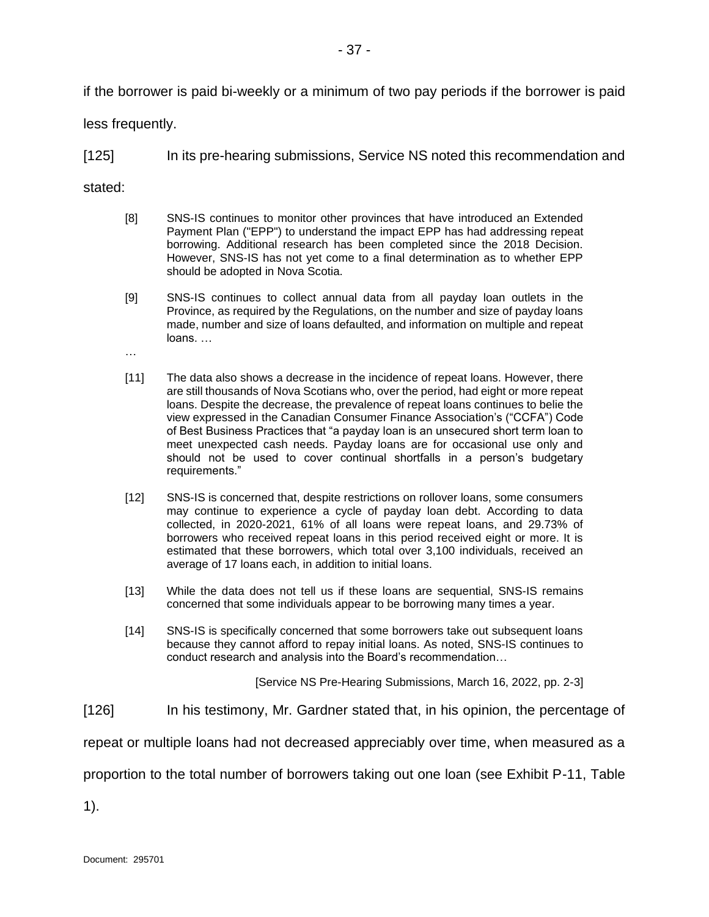if the borrower is paid bi-weekly or a minimum of two pay periods if the borrower is paid less frequently.

[125] In its pre-hearing submissions, Service NS noted this recommendation and stated:

> [8] SNS-IS continues to monitor other provinces that have introduced an Extended Payment Plan ("EPP") to understand the impact EPP has had addressing repeat borrowing. Additional research has been completed since the 2018 Decision. However, SNS-IS has not yet come to a final determination as to whether EPP should be adopted in Nova Scotia.
>
> [9] SNS-IS continues to collect annual data from all payday loan outlets in the Province, as required by the Regulations, on the number and size of payday loans made, number and size of loans defaulted, and information on multiple and repeat loans. …
>
> …
>
> [11] The data also shows a decrease in the incidence of repeat loans. However, there are still thousands of Nova Scotians who, over the period, had eight or more repeat loans. Despite the decrease, the prevalence of repeat loans continues to belie the view expressed in the Canadian Consumer Finance Association's ("CCFA") Code of Best Business Practices that "a payday loan is an unsecured short term loan to meet unexpected cash needs. Payday loans are for occasional use only and should not be used to cover continual shortfalls in a person's budgetary requirements."
>
> [12] SNS-IS is concerned that, despite restrictions on rollover loans, some consumers may continue to experience a cycle of payday loan debt. According to data collected, in 2020-2021, 61% of all loans were repeat loans, and 29.73% of borrowers who received repeat loans in this period received eight or more. It is estimated that these borrowers, which total over 3,100 individuals, received an average of 17 loans each, in addition to initial loans.
>
> [13] While the data does not tell us if these loans are sequential, SNS-IS remains concerned that some individuals appear to be borrowing many times a year.
>
> [14] SNS-IS is specifically concerned that some borrowers take out subsequent loans because they cannot afford to repay initial loans. As noted, SNS-IS continues to conduct research and analysis into the Board's recommendation…
>
> [Service NS Pre-Hearing Submissions, March 16, 2022, pp. 2-3]

[126] In his testimony, Mr. Gardner stated that, in his opinion, the percentage of repeat or multiple loans had not decreased appreciably over time, when measured as a proportion to the total number of borrowers taking out one loan (see Exhibit P-11, Table 1).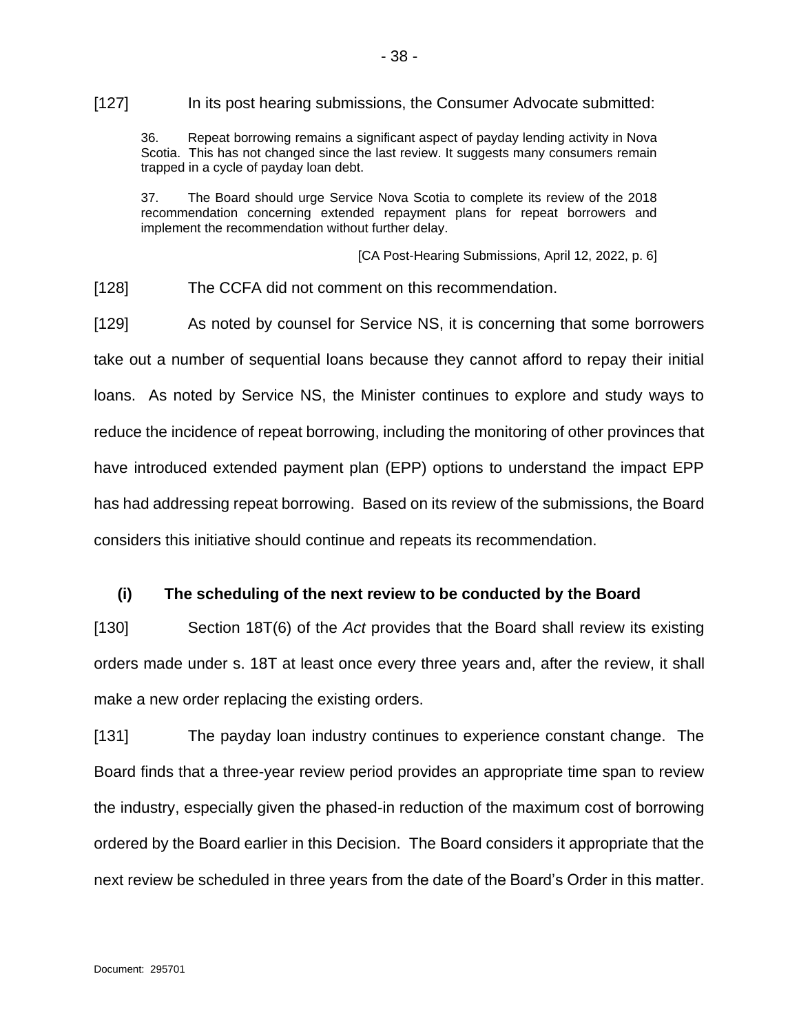[127] In its post hearing submissions, the Consumer Advocate submitted:

> 36. Repeat borrowing remains a significant aspect of payday lending activity in Nova Scotia. This has not changed since the last review. It suggests many consumers remain trapped in a cycle of payday loan debt.
>
> 37. The Board should urge Service Nova Scotia to complete its review of the 2018 recommendation concerning extended repayment plans for repeat borrowers and implement the recommendation without further delay.
>
> [CA Post-Hearing Submissions, April 12, 2022, p. 6]

[128] The CCFA did not comment on this recommendation.

[129] As noted by counsel for Service NS, it is concerning that some borrowers take out a number of sequential loans because they cannot afford to repay their initial loans. As noted by Service NS, the Minister continues to explore and study ways to reduce the incidence of repeat borrowing, including the monitoring of other provinces that have introduced extended payment plan (EPP) options to understand the impact EPP has had addressing repeat borrowing. Based on its review of the submissions, the Board considers this initiative should continue and repeats its recommendation.

### (i) The scheduling of the next review to be conducted by the Board

[130] Section 18T(6) of the *Act* provides that the Board shall review its existing orders made under s. 18T at least once every three years and, after the review, it shall make a new order replacing the existing orders.

[131] The payday loan industry continues to experience constant change. The Board finds that a three-year review period provides an appropriate time span to review the industry, especially given the phased-in reduction of the maximum cost of borrowing ordered by the Board earlier in this Decision. The Board considers it appropriate that the next review be scheduled in three years from the date of the Board's Order in this matter.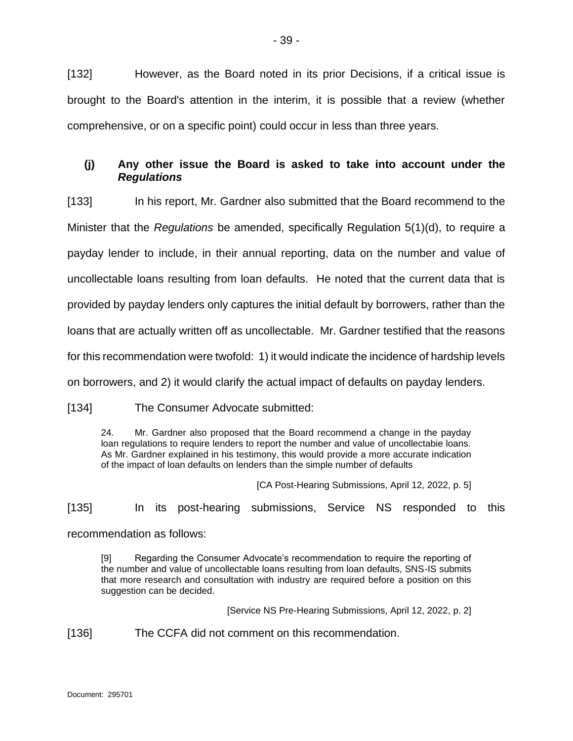[132] However, as the Board noted in its prior Decisions, if a critical issue is brought to the Board's attention in the interim, it is possible that a review (whether comprehensive, or on a specific point) could occur in less than three years.

### (j) Any other issue the Board is asked to take into account under the *Regulations*

[133] In his report, Mr. Gardner also submitted that the Board recommend to the Minister that the *Regulations* be amended, specifically Regulation 5(1)(d), to require a payday lender to include, in their annual reporting, data on the number and value of uncollectable loans resulting from loan defaults. He noted that the current data that is provided by payday lenders only captures the initial default by borrowers, rather than the loans that are actually written off as uncollectable. Mr. Gardner testified that the reasons for this recommendation were twofold: 1) it would indicate the incidence of hardship levels on borrowers, and 2) it would clarify the actual impact of defaults on payday lenders.

[134] The Consumer Advocate submitted:

> 24. Mr. Gardner also proposed that the Board recommend a change in the payday loan regulations to require lenders to report the number and value of uncollectabie loans. As Mr. Gardner explained in his testimony, this would provide a more accurate indication of the impact of loan defaults on lenders than the simple number of defaults
>
> [CA Post-Hearing Submissions, April 12, 2022, p. 5]

[135] In its post-hearing submissions, Service NS responded to this recommendation as follows:

> [9] Regarding the Consumer Advocate's recommendation to require the reporting of the number and value of uncollectable loans resulting from loan defaults, SNS-IS submits that more research and consultation with industry are required before a position on this suggestion can be decided.
>
> [Service NS Pre-Hearing Submissions, April 12, 2022, p. 2]

[136] The CCFA did not comment on this recommendation.

Document: 295701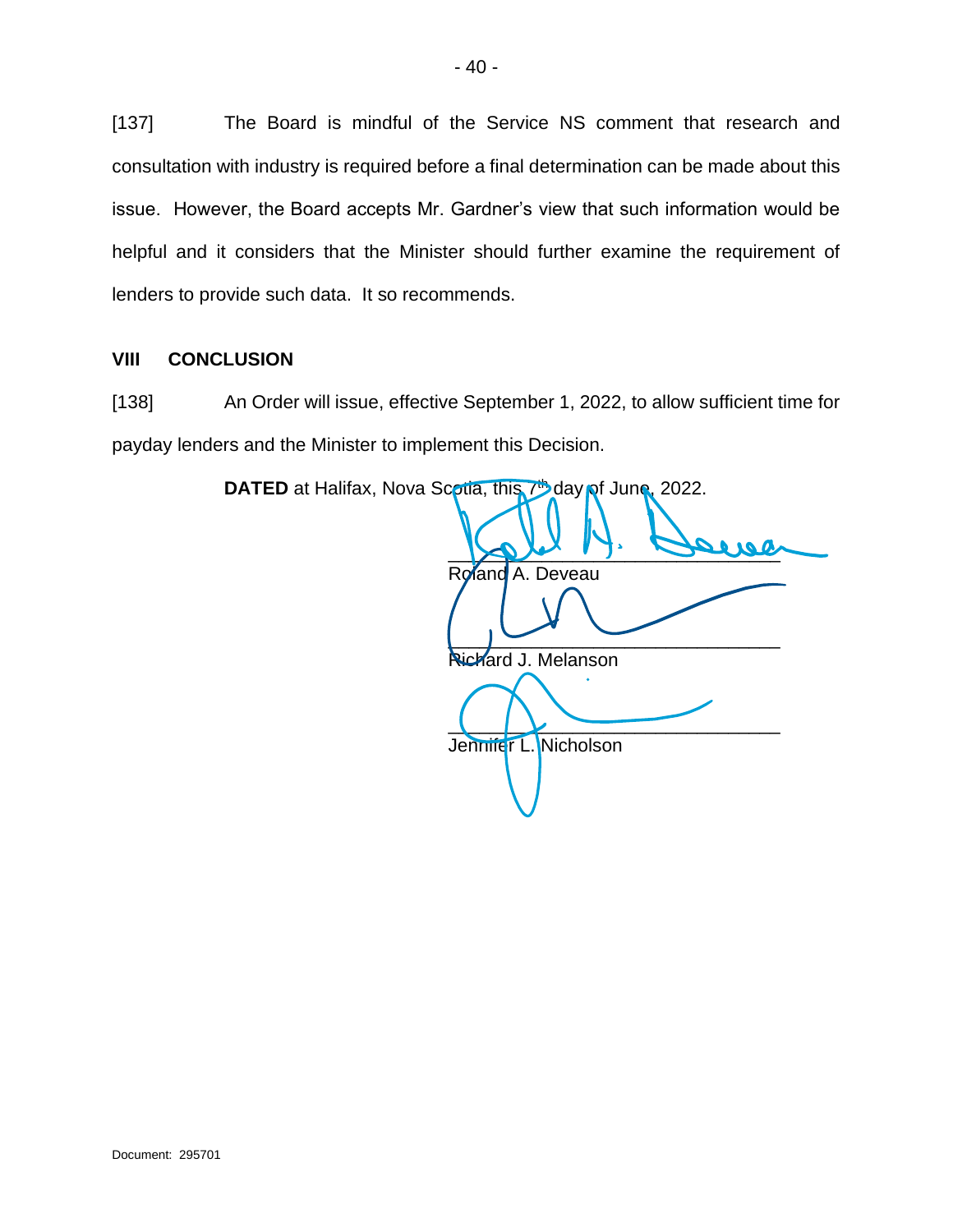[137] The Board is mindful of the Service NS comment that research and consultation with industry is required before a final determination can be made about this issue. However, the Board accepts Mr. Gardner's view that such information would be helpful and it considers that the Minister should further examine the requirement of lenders to provide such data. It so recommends.

## VIII CONCLUSION

[138] An Order will issue, effective September 1, 2022, to allow sufficient time for payday lenders and the Minister to implement this Decision.

**DATED** at Halifax, Nova Scotia, this 7th day of June, 2022.

\_\_\_\_\_\_\_\_\_\_\_\_\_\_\_\_\_\_\_\_\_\_\_\_\_\_\_\_\_\_
Roland A. Deveau

\_\_\_\_\_\_\_\_\_\_\_\_\_\_\_\_\_\_\_\_\_\_\_\_\_\_\_\_\_\_
Richard J. Melanson

\_\_\_\_\_\_\_\_\_\_\_\_\_\_\_\_\_\_\_\_\_\_\_\_\_\_\_\_\_\_
Jennifer L. Nicholson

Document: 295701